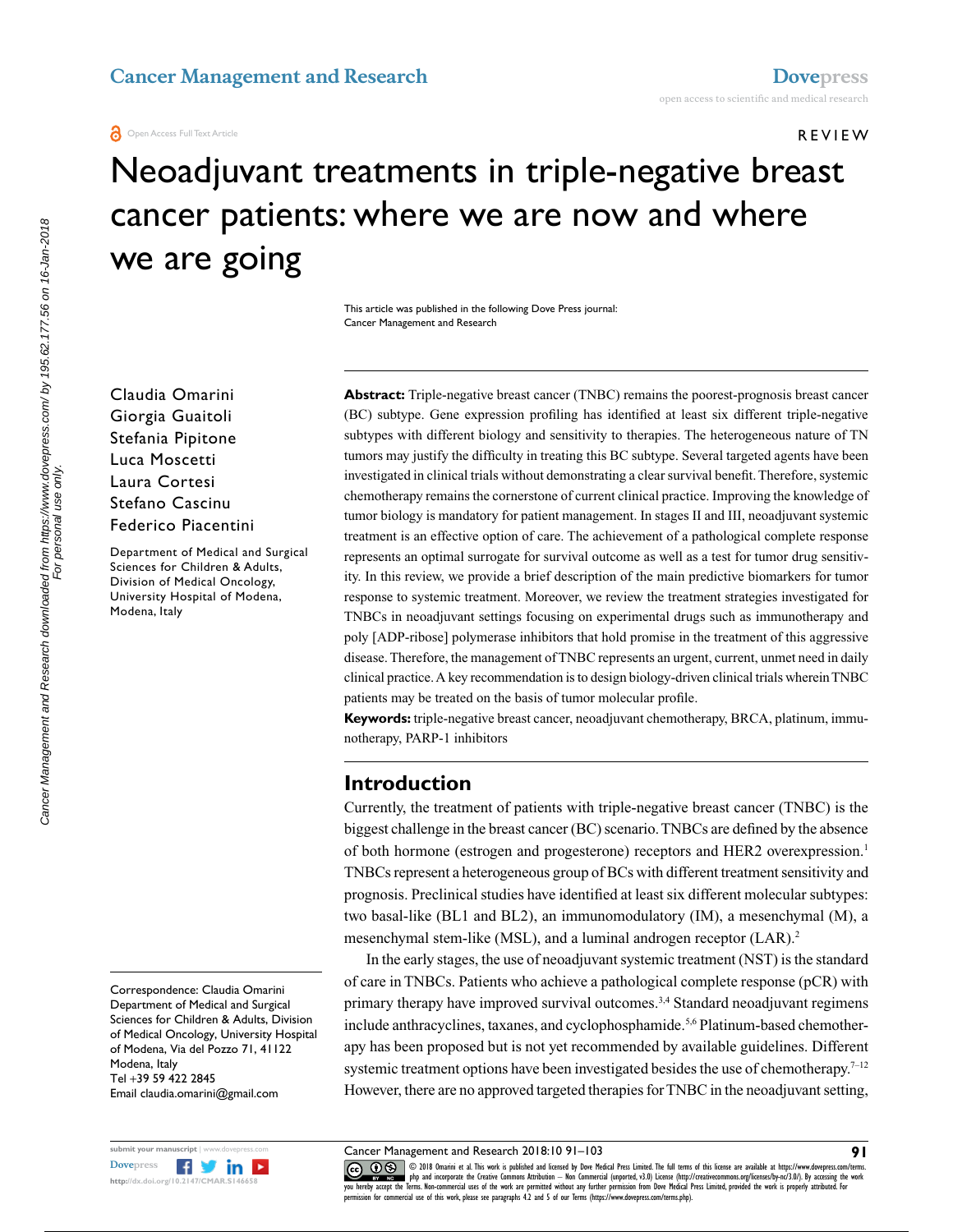REVIEW

# Neoadjuvant treatments in triple-negative breast cancer patients: where we are now and where we are going

This article was published in the following Dove Press journal:
Cancer Management and Research

Claudia Omarini
Giorgia Guaitoli
Stefania Pipitone
Luca Moscetti
Laura Cortesi
Stefano Cascinu
Federico Piacentini

Department of Medical and Surgical Sciences for Children & Adults, Division of Medical Oncology, University Hospital of Modena, Modena, Italy

**Abstract:** Triple-negative breast cancer (TNBC) remains the poorest-prognosis breast cancer (BC) subtype. Gene expression profiling has identified at least six different triple-negative subtypes with different biology and sensitivity to therapies. The heterogeneous nature of TN tumors may justify the difficulty in treating this BC subtype. Several targeted agents have been investigated in clinical trials without demonstrating a clear survival benefit. Therefore, systemic chemotherapy remains the cornerstone of current clinical practice. Improving the knowledge of tumor biology is mandatory for patient management. In stages II and III, neoadjuvant systemic treatment is an effective option of care. The achievement of a pathological complete response represents an optimal surrogate for survival outcome as well as a test for tumor drug sensitivity. In this review, we provide a brief description of the main predictive biomarkers for tumor response to systemic treatment. Moreover, we review the treatment strategies investigated for TNBCs in neoadjuvant settings focusing on experimental drugs such as immunotherapy and poly [ADP-ribose] polymerase inhibitors that hold promise in the treatment of this aggressive disease. Therefore, the management of TNBC represents an urgent, current, unmet need in daily clinical practice. A key recommendation is to design biology-driven clinical trials wherein TNBC patients may be treated on the basis of tumor molecular profile.

**Keywords:** triple-negative breast cancer, neoadjuvant chemotherapy, BRCA, platinum, immunotherapy, PARP-1 inhibitors

## Introduction

Currently, the treatment of patients with triple-negative breast cancer (TNBC) is the biggest challenge in the breast cancer (BC) scenario. TNBCs are defined by the absence of both hormone (estrogen and progesterone) receptors and HER2 overexpression.[1] TNBCs represent a heterogeneous group of BCs with different treatment sensitivity and prognosis. Preclinical studies have identified at least six different molecular subtypes: two basal-like (BL1 and BL2), an immunomodulatory (IM), a mesenchymal (M), a mesenchymal stem-like (MSL), and a luminal androgen receptor (LAR).[2]

In the early stages, the use of neoadjuvant systemic treatment (NST) is the standard of care in TNBCs. Patients who achieve a pathological complete response (pCR) with primary therapy have improved survival outcomes.[3,4] Standard neoadjuvant regimens include anthracyclines, taxanes, and cyclophosphamide.[5,6] Platinum-based chemotherapy has been proposed but is not yet recommended by available guidelines. Different systemic treatment options have been investigated besides the use of chemotherapy.[7–12] However, there are no approved targeted therapies for TNBC in the neoadjuvant setting,

Correspondence: Claudia Omarini
Department of Medical and Surgical Sciences for Children & Adults, Division of Medical Oncology, University Hospital of Modena, Via del Pozzo 71, 41122 Modena, Italy
Tel +39 59 422 2845
Email claudia.omarini@gmail.com

© 2018 Omarini et al. This work is published and licensed by Dove Medical Press Limited. The full terms of this license are available at https://www.dovepress.com/terms.php and incorporate the Creative Commons Attribution – Non Commercial (unported, v3.0) License (http://creativecommons.org/licenses/by-nc/3.0/). By accessing the work you hereby accept the Terms. Non-commercial uses of the work are permitted without any further permission from Dove Medical Press Limited, provided the work is properly attributed. For permission for commercial use of this work, please see paragraphs 4.2 and 5 of our Terms (https://www.dovepress.com/terms.php).

http://dx.doi.org/10.2147/CMAR.S146658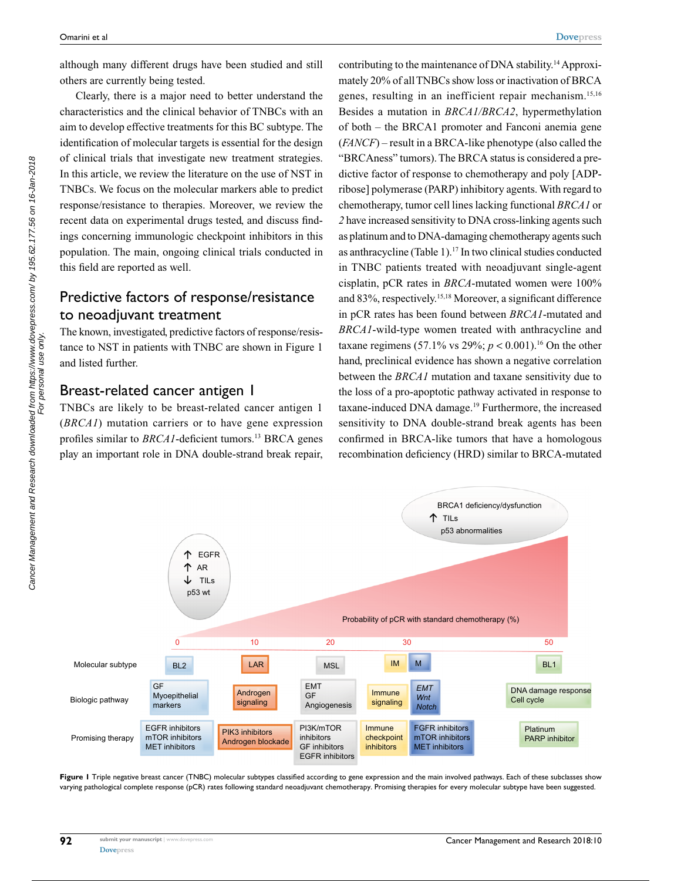although many different drugs have been studied and still others are currently being tested.

Clearly, there is a major need to better understand the characteristics and the clinical behavior of TNBCs with an aim to develop effective treatments for this BC subtype. The identification of molecular targets is essential for the design of clinical trials that investigate new treatment strategies. In this article, we review the literature on the use of NST in TNBCs. We focus on the molecular markers able to predict response/resistance to therapies. Moreover, we review the recent data on experimental drugs tested, and discuss findings concerning immunologic checkpoint inhibitors in this population. The main, ongoing clinical trials conducted in this field are reported as well.

## Predictive factors of response/resistance to neoadjuvant treatment

The known, investigated, predictive factors of response/resistance to NST in patients with TNBC are shown in Figure 1 and listed further.

### Breast-related cancer antigen 1

TNBCs are likely to be breast-related cancer antigen 1 (*BRCA1*) mutation carriers or to have gene expression profiles similar to *BRCA1*-deficient tumors.[13] BRCA genes play an important role in DNA double-strand break repair, contributing to the maintenance of DNA stability.[14] Approximately 20% of all TNBCs show loss or inactivation of BRCA genes, resulting in an inefficient repair mechanism.[15,16] Besides a mutation in *BRCA1/BRCA2*, hypermethylation of both – the BRCA1 promoter and Fanconi anemia gene (*FANCF*) – result in a BRCA-like phenotype (also called the "BRCAness" tumors). The BRCA status is considered a predictive factor of response to chemotherapy and poly [ADP-ribose] polymerase (PARP) inhibitory agents. With regard to chemotherapy, tumor cell lines lacking functional *BRCA1* or *2* have increased sensitivity to DNA cross-linking agents such as platinum and to DNA-damaging chemotherapy agents such as anthracycline (Table 1).[17] In two clinical studies conducted in TNBC patients treated with neoadjuvant single-agent cisplatin, pCR rates in *BRCA*-mutated women were 100% and 83%, respectively.[15,18] Moreover, a significant difference in pCR rates has been found between *BRCA1*-mutated and *BRCA1*-wild-type women treated with anthracycline and taxane regimens (57.1% vs 29%; $p < 0.001$).[16] On the other hand, preclinical evidence has shown a negative correlation between the *BRCA1* mutation and taxane sensitivity due to the loss of a pro-apoptotic pathway activated in response to taxane-induced DNA damage.[19] Furthermore, the increased sensitivity to DNA double-strand break agents has been confirmed in BRCA-like tumors that have a homologous recombination deficiency (HRD) similar to BRCA-mutated

| | BL2 | LAR | MSL | IM | M | BL1 |
|---|---|---|---|---|---|---|
| Probability of pCR with standard chemotherapy (%) | 0 | 10 | 20 | 30 | | 50 |
| Biologic pathway | GF, Myoepithelial markers | Androgen signaling | EMT, GF, Angiogenesis | Immune signaling | *EMT*, *Wnt*, *Notch* | DNA damage response, Cell cycle |
| Promising therapy | EGFR inhibitors, mTOR inhibitors, MET inhibitors | PIK3 inhibitors, Androgen blockade | PI3K/mTOR inhibitors, GF inhibitors, EGFR inhibitors | Immune checkpoint inhibitors | FGFR inhibitors, mTOR inhibitors, MET inhibitors | Platinum, PARP inhibitor |

Low pCR: ↑ EGFR, ↑ AR, ↓ TILs, p53 wt. High pCR: BRCA1 deficiency/dysfunction, ↑ TILs, p53 abnormalities.

**Figure 1** Triple negative breast cancer (TNBC) molecular subtypes classified according to gene expression and the main involved pathways. Each of these subclasses show varying pathological complete response (pCR) rates following standard neoadjuvant chemotherapy. Promising therapies for every molecular subtype have been suggested.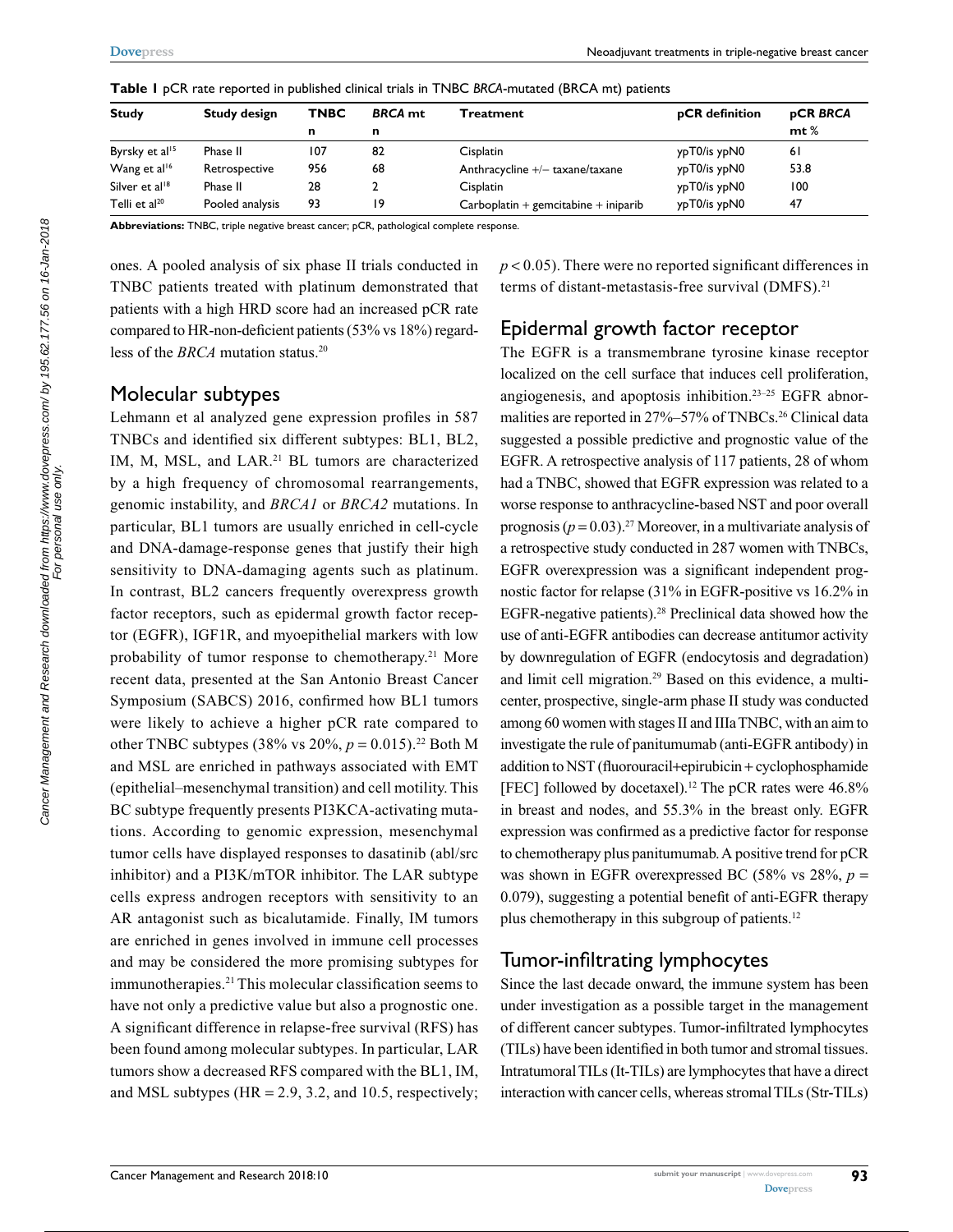**Table 1** pCR rate reported in published clinical trials in TNBC *BRCA*-mutated (BRCA mt) patients

| Study | Study design | TNBC n | *BRCA* mt n | Treatment | pCR definition | pCR *BRCA* mt % |
|---|---|---|---|---|---|---|
| Byrsky et al[15] | Phase II | 107 | 82 | Cisplatin | ypT0/is ypN0 | 61 |
| Wang et al[16] | Retrospective | 956 | 68 | Anthracycline +/− taxane/taxane | ypT0/is ypN0 | 53.8 |
| Silver et al[18] | Phase II | 28 | 2 | Cisplatin | ypT0/is ypN0 | 100 |
| Telli et al[20] | Pooled analysis | 93 | 19 | Carboplatin + gemcitabine + iniparib | ypT0/is ypN0 | 47 |

**Abbreviations:** TNBC, triple negative breast cancer; pCR, pathological complete response.

ones. A pooled analysis of six phase II trials conducted in TNBC patients treated with platinum demonstrated that patients with a high HRD score had an increased pCR rate compared to HR-non-deficient patients (53% vs 18%) regardless of the *BRCA* mutation status.[20]

## Molecular subtypes

Lehmann et al analyzed gene expression profiles in 587 TNBCs and identified six different subtypes: BL1, BL2, IM, M, MSL, and LAR.[21] BL tumors are characterized by a high frequency of chromosomal rearrangements, genomic instability, and *BRCA1* or *BRCA2* mutations. In particular, BL1 tumors are usually enriched in cell-cycle and DNA-damage-response genes that justify their high sensitivity to DNA-damaging agents such as platinum. In contrast, BL2 cancers frequently overexpress growth factor receptors, such as epidermal growth factor receptor (EGFR), IGF1R, and myoepithelial markers with low probability of tumor response to chemotherapy.[21] More recent data, presented at the San Antonio Breast Cancer Symposium (SABCS) 2016, confirmed how BL1 tumors were likely to achieve a higher pCR rate compared to other TNBC subtypes (38% vs 20%, $p = 0.015$).[22] Both M and MSL are enriched in pathways associated with EMT (epithelial–mesenchymal transition) and cell motility. This BC subtype frequently presents PI3KCA-activating mutations. According to genomic expression, mesenchymal tumor cells have displayed responses to dasatinib (abl/src inhibitor) and a PI3K/mTOR inhibitor. The LAR subtype cells express androgen receptors with sensitivity to an AR antagonist such as bicalutamide. Finally, IM tumors are enriched in genes involved in immune cell processes and may be considered the more promising subtypes for immunotherapies.[21] This molecular classification seems to have not only a predictive value but also a prognostic one. A significant difference in relapse-free survival (RFS) has been found among molecular subtypes. In particular, LAR tumors show a decreased RFS compared with the BL1, IM, and MSL subtypes (HR = 2.9, 3.2, and 10.5, respectively; $p < 0.05$). There were no reported significant differences in terms of distant-metastasis-free survival (DMFS).[21]

## Epidermal growth factor receptor

The EGFR is a transmembrane tyrosine kinase receptor localized on the cell surface that induces cell proliferation, angiogenesis, and apoptosis inhibition.[23–25] EGFR abnormalities are reported in 27%–57% of TNBCs.[26] Clinical data suggested a possible predictive and prognostic value of the EGFR. A retrospective analysis of 117 patients, 28 of whom had a TNBC, showed that EGFR expression was related to a worse response to anthracycline-based NST and poor overall prognosis ($p = 0.03$).[27] Moreover, in a multivariate analysis of a retrospective study conducted in 287 women with TNBCs, EGFR overexpression was a significant independent prognostic factor for relapse (31% in EGFR-positive vs 16.2% in EGFR-negative patients).[28] Preclinical data showed how the use of anti-EGFR antibodies can decrease antitumor activity by downregulation of EGFR (endocytosis and degradation) and limit cell migration.[29] Based on this evidence, a multicenter, prospective, single-arm phase II study was conducted among 60 women with stages II and IIIa TNBC, with an aim to investigate the rule of panitumumab (anti-EGFR antibody) in addition to NST (fluorouracil+epirubicin + cyclophosphamide [FEC] followed by docetaxel).[12] The pCR rates were 46.8% in breast and nodes, and 55.3% in the breast only. EGFR expression was confirmed as a predictive factor for response to chemotherapy plus panitumumab. A positive trend for pCR was shown in EGFR overexpressed BC (58% vs 28%, $p = 0.079$), suggesting a potential benefit of anti-EGFR therapy plus chemotherapy in this subgroup of patients.[12]

## Tumor-infiltrating lymphocytes

Since the last decade onward, the immune system has been under investigation as a possible target in the management of different cancer subtypes. Tumor-infiltrated lymphocytes (TILs) have been identified in both tumor and stromal tissues. Intratumoral TILs (It-TILs) are lymphocytes that have a direct interaction with cancer cells, whereas stromal TILs (Str-TILs)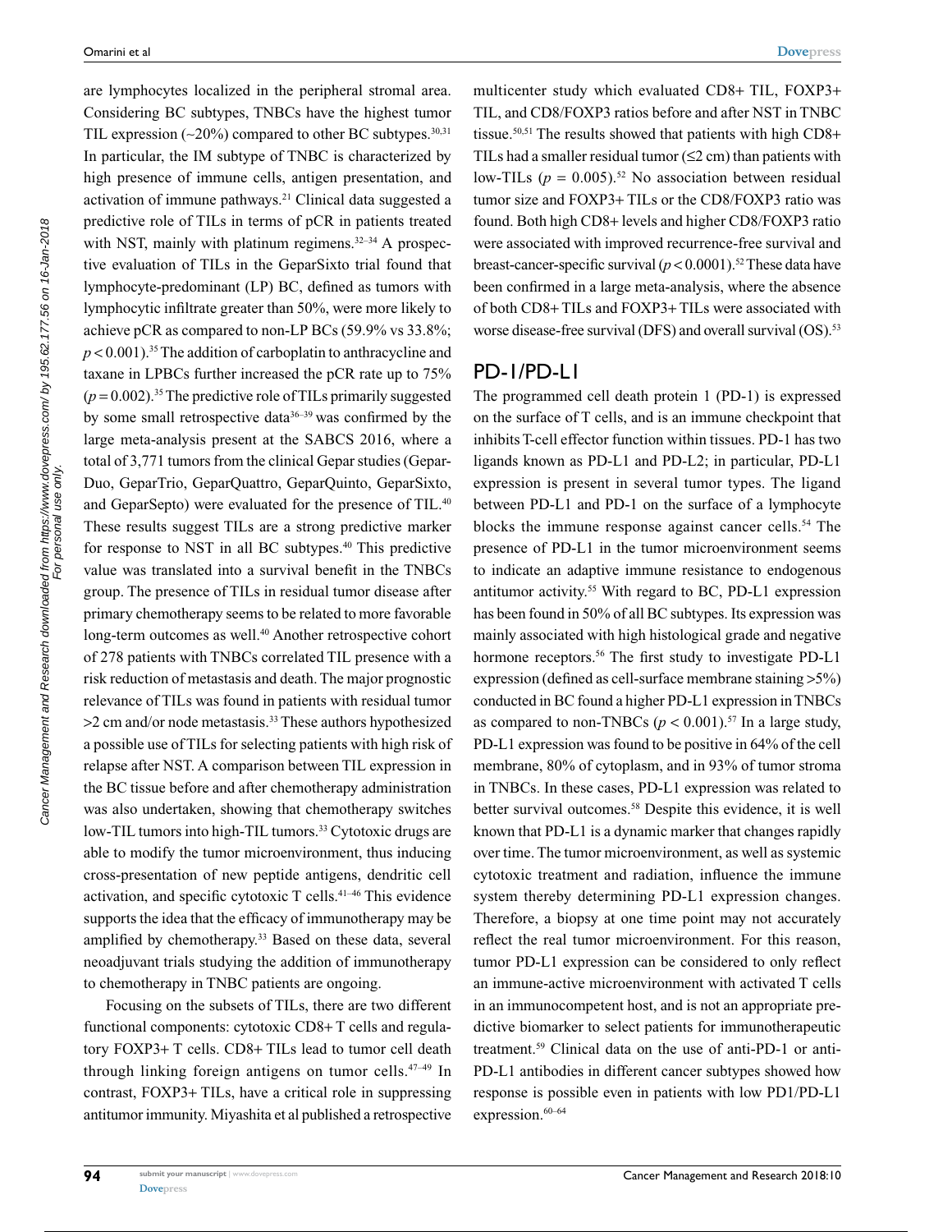are lymphocytes localized in the peripheral stromal area. Considering BC subtypes, TNBCs have the highest tumor TIL expression (~20%) compared to other BC subtypes.[30,31] In particular, the IM subtype of TNBC is characterized by high presence of immune cells, antigen presentation, and activation of immune pathways.[21] Clinical data suggested a predictive role of TILs in terms of pCR in patients treated with NST, mainly with platinum regimens.[32–34] A prospective evaluation of TILs in the GeparSixto trial found that lymphocyte-predominant (LP) BC, defined as tumors with lymphocytic infiltrate greater than 50%, were more likely to achieve pCR as compared to non-LP BCs (59.9% vs 33.8%; $p < 0.001$).[35] The addition of carboplatin to anthracycline and taxane in LPBCs further increased the pCR rate up to 75% ($p = 0.002$).[35] The predictive role of TILs primarily suggested by some small retrospective data[36–39] was confirmed by the large meta-analysis present at the SABCS 2016, where a total of 3,771 tumors from the clinical Gepar studies (GeparDuo, GeparTrio, GeparQuattro, GeparQuinto, GeparSixto, and GeparSepto) were evaluated for the presence of TIL.[40] These results suggest TILs are a strong predictive marker for response to NST in all BC subtypes.[40] This predictive value was translated into a survival benefit in the TNBCs group. The presence of TILs in residual tumor disease after primary chemotherapy seems to be related to more favorable long-term outcomes as well.[40] Another retrospective cohort of 278 patients with TNBCs correlated TIL presence with a risk reduction of metastasis and death. The major prognostic relevance of TILs was found in patients with residual tumor >2 cm and/or node metastasis.[33] These authors hypothesized a possible use of TILs for selecting patients with high risk of relapse after NST. A comparison between TIL expression in the BC tissue before and after chemotherapy administration was also undertaken, showing that chemotherapy switches low-TIL tumors into high-TIL tumors.[33] Cytotoxic drugs are able to modify the tumor microenvironment, thus inducing cross-presentation of new peptide antigens, dendritic cell activation, and specific cytotoxic T cells.[41–46] This evidence supports the idea that the efficacy of immunotherapy may be amplified by chemotherapy.[33] Based on these data, several neoadjuvant trials studying the addition of immunotherapy to chemotherapy in TNBC patients are ongoing.

Focusing on the subsets of TILs, there are two different functional components: cytotoxic CD8+ T cells and regulatory FOXP3+ T cells. CD8+ TILs lead to tumor cell death through linking foreign antigens on tumor cells.[47–49] In contrast, FOXP3+ TILs, have a critical role in suppressing antitumor immunity. Miyashita et al published a retrospective multicenter study which evaluated CD8+ TIL, FOXP3+ TIL, and CD8/FOXP3 ratios before and after NST in TNBC tissue.[50,51] The results showed that patients with high CD8+ TILs had a smaller residual tumor (≤2 cm) than patients with low-TILs ($p = 0.005$).[52] No association between residual tumor size and FOXP3+ TILs or the CD8/FOXP3 ratio was found. Both high CD8+ levels and higher CD8/FOXP3 ratio were associated with improved recurrence-free survival and breast-cancer-specific survival ($p < 0.0001$).[52] These data have been confirmed in a large meta-analysis, where the absence of both CD8+ TILs and FOXP3+ TILs were associated with worse disease-free survival (DFS) and overall survival (OS).[53]

## PD-1/PD-L1

The programmed cell death protein 1 (PD-1) is expressed on the surface of T cells, and is an immune checkpoint that inhibits T-cell effector function within tissues. PD-1 has two ligands known as PD-L1 and PD-L2; in particular, PD-L1 expression is present in several tumor types. The ligand between PD-L1 and PD-1 on the surface of a lymphocyte blocks the immune response against cancer cells.[54] The presence of PD-L1 in the tumor microenvironment seems to indicate an adaptive immune resistance to endogenous antitumor activity.[55] With regard to BC, PD-L1 expression has been found in 50% of all BC subtypes. Its expression was mainly associated with high histological grade and negative hormone receptors.[56] The first study to investigate PD-L1 expression (defined as cell-surface membrane staining >5%) conducted in BC found a higher PD-L1 expression in TNBCs as compared to non-TNBCs ($p < 0.001$).[57] In a large study, PD-L1 expression was found to be positive in 64% of the cell membrane, 80% of cytoplasm, and in 93% of tumor stroma in TNBCs. In these cases, PD-L1 expression was related to better survival outcomes.[58] Despite this evidence, it is well known that PD-L1 is a dynamic marker that changes rapidly over time. The tumor microenvironment, as well as systemic cytotoxic treatment and radiation, influence the immune system thereby determining PD-L1 expression changes. Therefore, a biopsy at one time point may not accurately reflect the real tumor microenvironment. For this reason, tumor PD-L1 expression can be considered to only reflect an immune-active microenvironment with activated T cells in an immunocompetent host, and is not an appropriate predictive biomarker to select patients for immunotherapeutic treatment.[59] Clinical data on the use of anti-PD-1 or anti-PD-L1 antibodies in different cancer subtypes showed how response is possible even in patients with low PD1/PD-L1 expression.[60–64]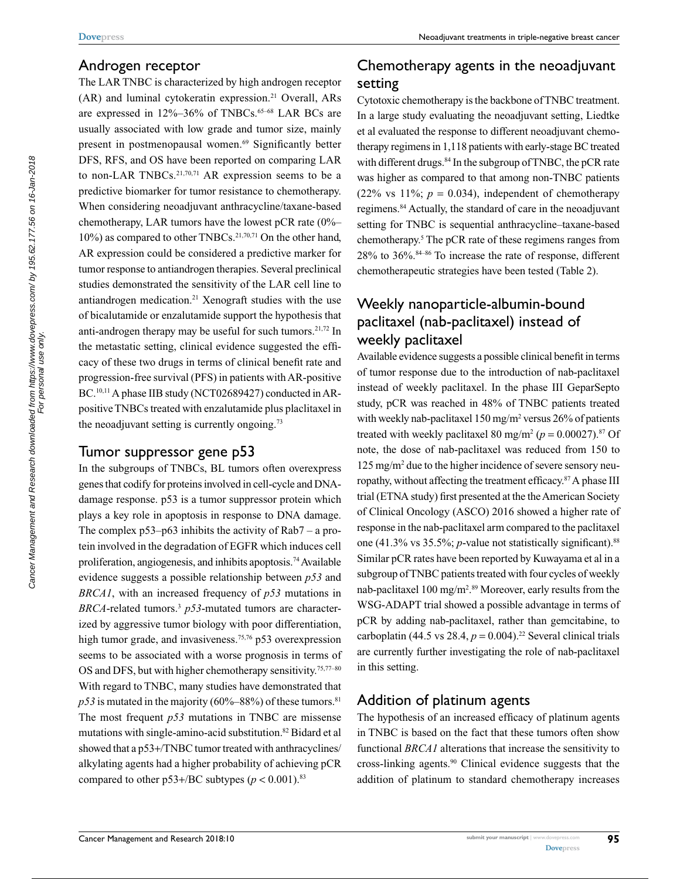## Androgen receptor

The LAR TNBC is characterized by high androgen receptor (AR) and luminal cytokeratin expression.[21] Overall, ARs are expressed in 12%–36% of TNBCs.[65–68] LAR BCs are usually associated with low grade and tumor size, mainly present in postmenopausal women.[69] Significantly better DFS, RFS, and OS have been reported on comparing LAR to non-LAR TNBCs.[21,70,71] AR expression seems to be a predictive biomarker for tumor resistance to chemotherapy. When considering neoadjuvant anthracycline/taxane-based chemotherapy, LAR tumors have the lowest pCR rate (0%–10%) as compared to other TNBCs.[21,70,71] On the other hand, AR expression could be considered a predictive marker for tumor response to antiandrogen therapies. Several preclinical studies demonstrated the sensitivity of the LAR cell line to antiandrogen medication.[21] Xenograft studies with the use of bicalutamide or enzalutamide support the hypothesis that anti-androgen therapy may be useful for such tumors.[21,72] In the metastatic setting, clinical evidence suggested the efficacy of these two drugs in terms of clinical benefit rate and progression-free survival (PFS) in patients with AR-positive BC.[10,11] A phase IIB study (NCT02689427) conducted in AR-positive TNBCs treated with enzalutamide plus placlitaxel in the neoadjuvant setting is currently ongoing.[73]

## Tumor suppressor gene p53

In the subgroups of TNBCs, BL tumors often overexpress genes that codify for proteins involved in cell-cycle and DNA-damage response. p53 is a tumor suppressor protein which plays a key role in apoptosis in response to DNA damage. The complex p53–p63 inhibits the activity of Rab7 – a protein involved in the degradation of EGFR which induces cell proliferation, angiogenesis, and inhibits apoptosis.[74] Available evidence suggests a possible relationship between *p53* and *BRCA1*, with an increased frequency of *p53* mutations in *BRCA*-related tumors.[3] *p53*-mutated tumors are characterized by aggressive tumor biology with poor differentiation, high tumor grade, and invasiveness.[75,76] p53 overexpression seems to be associated with a worse prognosis in terms of OS and DFS, but with higher chemotherapy sensitivity.[75,77–80] With regard to TNBC, many studies have demonstrated that *p53* is mutated in the majority (60%–88%) of these tumors.[81] The most frequent *p53* mutations in TNBC are missense mutations with single-amino-acid substitution.[82] Bidard et al showed that a p53+/TNBC tumor treated with anthracyclines/alkylating agents had a higher probability of achieving pCR compared to other p53+/BC subtypes ($p < 0.001$).[83]

## Chemotherapy agents in the neoadjuvant setting

Cytotoxic chemotherapy is the backbone of TNBC treatment. In a large study evaluating the neoadjuvant setting, Liedtke et al evaluated the response to different neoadjuvant chemotherapy regimens in 1,118 patients with early-stage BC treated with different drugs.[84] In the subgroup of TNBC, the pCR rate was higher as compared to that among non-TNBC patients (22% vs 11%; $p = 0.034$), independent of chemotherapy regimens.[84] Actually, the standard of care in the neoadjuvant setting for TNBC is sequential anthracycline–taxane-based chemotherapy.[5] The pCR rate of these regimens ranges from 28% to 36%.[84–86] To increase the rate of response, different chemotherapeutic strategies have been tested (Table 2).

## Weekly nanoparticle-albumin-bound paclitaxel (nab-paclitaxel) instead of weekly paclitaxel

Available evidence suggests a possible clinical benefit in terms of tumor response due to the introduction of nab-paclitaxel instead of weekly paclitaxel. In the phase III GeparSepto study, pCR was reached in 48% of TNBC patients treated with weekly nab-paclitaxel 150 mg/m$^2$ versus 26% of patients treated with weekly paclitaxel 80 mg/m$^2$ ($p = 0.00027$).[87] Of note, the dose of nab-paclitaxel was reduced from 150 to 125 mg/m$^2$ due to the higher incidence of severe sensory neuropathy, without affecting the treatment efficacy.[87] A phase III trial (ETNA study) first presented at the the American Society of Clinical Oncology (ASCO) 2016 showed a higher rate of response in the nab-paclitaxel arm compared to the paclitaxel one (41.3% vs 35.5%; *p*-value not statistically significant).[88] Similar pCR rates have been reported by Kuwayama et al in a subgroup of TNBC patients treated with four cycles of weekly nab-paclitaxel 100 mg/m$^2$.[89] Moreover, early results from the WSG-ADAPT trial showed a possible advantage in terms of pCR by adding nab-paclitaxel, rather than gemcitabine, to carboplatin (44.5 vs 28.4, $p = 0.004$).[22] Several clinical trials are currently further investigating the role of nab-paclitaxel in this setting.

## Addition of platinum agents

The hypothesis of an increased efficacy of platinum agents in TNBC is based on the fact that these tumors often show functional *BRCA1* alterations that increase the sensitivity to cross-linking agents.[90] Clinical evidence suggests that the addition of platinum to standard chemotherapy increases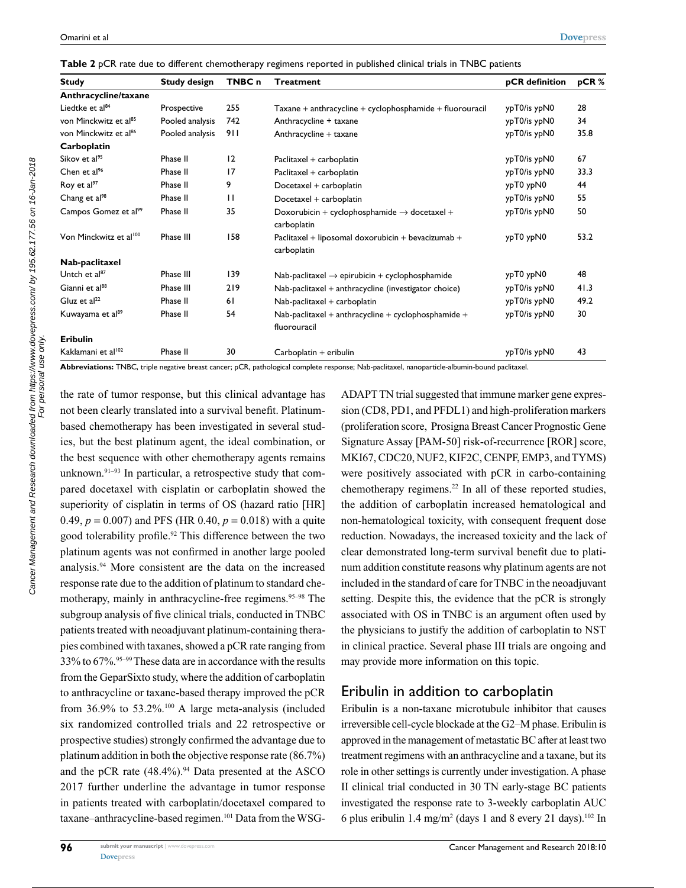**Table 2** pCR rate due to different chemotherapy regimens reported in published clinical trials in TNBC patients

| Study | Study design | TNBC n | Treatment | pCR definition | pCR % |
|---|---|---|---|---|---|
| **Anthracycline/taxane** | | | | | |
| Liedtke et al[84] | Prospective | 255 | Taxane + anthracycline + cyclophosphamide + fluorouracil | ypT0/is ypN0 | 28 |
| von Minckwitz et al[85] | Pooled analysis | 742 | Anthracycline + taxane | ypT0/is ypN0 | 34 |
| von Minckwitz et al[86] | Pooled analysis | 911 | Anthracycline + taxane | ypT0/is ypN0 | 35.8 |
| **Carboplatin** | | | | | |
| Sikov et al[95] | Phase II | 12 | Paclitaxel + carboplatin | ypT0/is ypN0 | 67 |
| Chen et al[96] | Phase II | 17 | Paclitaxel + carboplatin | ypT0/is ypN0 | 33.3 |
| Roy et al[97] | Phase II | 9 | Docetaxel + carboplatin | ypT0 ypN0 | 44 |
| Chang et al[98] | Phase II | 11 | Docetaxel + carboplatin | ypT0/is ypN0 | 55 |
| Campos Gomez et al[99] | Phase II | 35 | Doxorubicin + cyclophosphamide → docetaxel + carboplatin | ypT0/is ypN0 | 50 |
| Von Minckwitz et al[100] | Phase III | 158 | Paclitaxel + liposomal doxorubicin + bevacizumab + carboplatin | ypT0 ypN0 | 53.2 |
| **Nab-paclitaxel** | | | | | |
| Untch et al[87] | Phase III | 139 | Nab-paclitaxel → epirubicin + cyclophosphamide | ypT0 ypN0 | 48 |
| Gianni et al[88] | Phase III | 219 | Nab-paclitaxel + anthracycline (investigator choice) | ypT0/is ypN0 | 41.3 |
| Gluz et al[22] | Phase II | 61 | Nab-paclitaxel + carboplatin | ypT0/is ypN0 | 49.2 |
| Kuwayama et al[89] | Phase II | 54 | Nab-paclitaxel + anthracycline + cyclophosphamide + fluorouracil | ypT0/is ypN0 | 30 |
| **Eribulin** | | | | | |
| Kaklamani et al[102] | Phase II | 30 | Carboplatin + eribulin | ypT0/is ypN0 | 43 |

**Abbreviations:** TNBC, triple negative breast cancer; pCR, pathological complete response; Nab-paclitaxel, nanoparticle-albumin-bound paclitaxel.

the rate of tumor response, but this clinical advantage has not been clearly translated into a survival benefit. Platinum-based chemotherapy has been investigated in several studies, but the best platinum agent, the ideal combination, or the best sequence with other chemotherapy agents remains unknown.[91–93] In particular, a retrospective study that compared docetaxel with cisplatin or carboplatin showed the superiority of cisplatin in terms of OS (hazard ratio [HR] 0.49, $p = 0.007$) and PFS (HR 0.40, $p = 0.018$) with a quite good tolerability profile.[92] This difference between the two platinum agents was not confirmed in another large pooled analysis.[94] More consistent are the data on the increased response rate due to the addition of platinum to standard chemotherapy, mainly in anthracycline-free regimens.[95–98] The subgroup analysis of five clinical trials, conducted in TNBC patients treated with neoadjuvant platinum-containing therapies combined with taxanes, showed a pCR rate ranging from 33% to 67%.[95–99] These data are in accordance with the results from the GeparSixto study, where the addition of carboplatin to anthracycline or taxane-based therapy improved the pCR from 36.9% to 53.2%.[100] A large meta-analysis (included six randomized controlled trials and 22 retrospective or prospective studies) strongly confirmed the advantage due to platinum addition in both the objective response rate (86.7%) and the pCR rate (48.4%).[94] Data presented at the ASCO 2017 further underline the advantage in tumor response in patients treated with carboplatin/docetaxel compared to taxane–anthracycline-based regimen.[101] Data from the WSG-ADAPT TN trial suggested that immune marker gene expression (CD8, PD1, and PFDL1) and high-proliferation markers (proliferation score, Prosigna Breast Cancer Prognostic Gene Signature Assay [PAM-50] risk-of-recurrence [ROR] score, MKI67, CDC20, NUF2, KIF2C, CENPF, EMP3, and TYMS) were positively associated with pCR in carbo-containing chemotherapy regimens.[22] In all of these reported studies, the addition of carboplatin increased hematological and non-hematological toxicity, with consequent frequent dose reduction. Nowadays, the increased toxicity and the lack of clear demonstrated long-term survival benefit due to platinum addition constitute reasons why platinum agents are not included in the standard of care for TNBC in the neoadjuvant setting. Despite this, the evidence that the pCR is strongly associated with OS in TNBC is an argument often used by the physicians to justify the addition of carboplatin to NST in clinical practice. Several phase III trials are ongoing and may provide more information on this topic.

## Eribulin in addition to carboplatin

Eribulin is a non-taxane microtubule inhibitor that causes irreversible cell-cycle blockade at the G2–M phase. Eribulin is approved in the management of metastatic BC after at least two treatment regimens with an anthracycline and a taxane, but its role in other settings is currently under investigation. A phase II clinical trial conducted in 30 TN early-stage BC patients investigated the response rate to 3-weekly carboplatin AUC 6 plus eribulin 1.4 mg/m$^2$ (days 1 and 8 every 21 days).[102] In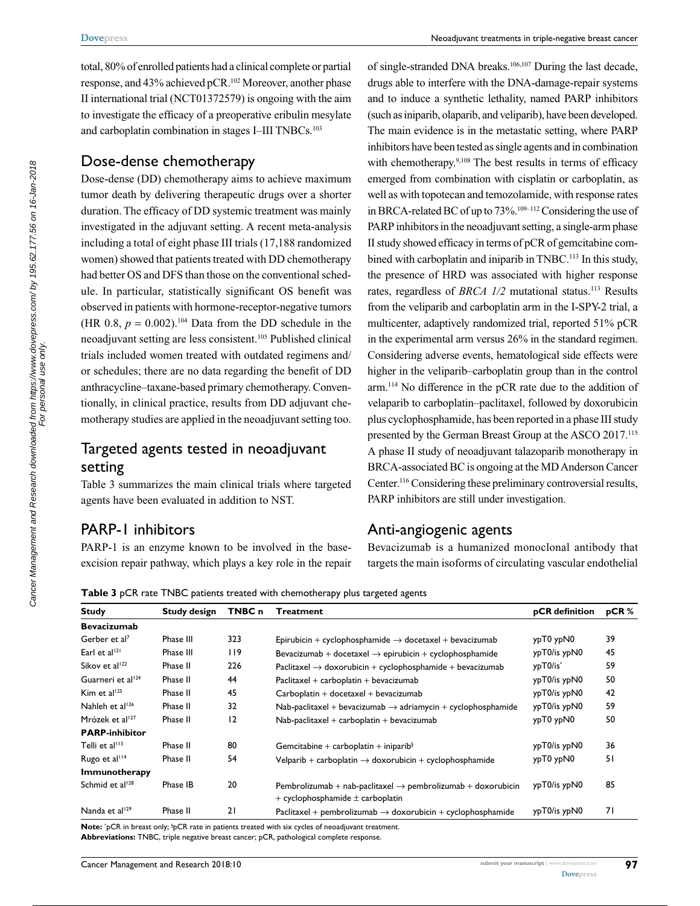total, 80% of enrolled patients had a clinical complete or partial response, and 43% achieved pCR.[102] Moreover, another phase II international trial (NCT01372579) is ongoing with the aim to investigate the efficacy of a preoperative eribulin mesylate and carboplatin combination in stages I–III TNBCs.[103]

## Dose-dense chemotherapy

Dose-dense (DD) chemotherapy aims to achieve maximum tumor death by delivering therapeutic drugs over a shorter duration. The efficacy of DD systemic treatment was mainly investigated in the adjuvant setting. A recent meta-analysis including a total of eight phase III trials (17,188 randomized women) showed that patients treated with DD chemotherapy had better OS and DFS than those on the conventional schedule. In particular, statistically significant OS benefit was observed in patients with hormone-receptor-negative tumors (HR 0.8, $p = 0.002$).[104] Data from the DD schedule in the neoadjuvant setting are less consistent.[105] Published clinical trials included women treated with outdated regimens and/or schedules; there are no data regarding the benefit of DD anthracycline–taxane-based primary chemotherapy. Conventionally, in clinical practice, results from DD adjuvant chemotherapy studies are applied in the neoadjuvant setting too.

## Targeted agents tested in neoadjuvant setting

Table 3 summarizes the main clinical trials where targeted agents have been evaluated in addition to NST.

## PARP-1 inhibitors

PARP-1 is an enzyme known to be involved in the base-excision repair pathway, which plays a key role in the repair of single-stranded DNA breaks.[106,107] During the last decade, drugs able to interfere with the DNA-damage-repair systems and to induce a synthetic lethality, named PARP inhibitors (such as iniparib, olaparib, and veliparib), have been developed. The main evidence is in the metastatic setting, where PARP inhibitors have been tested as single agents and in combination with chemotherapy.[9,108] The best results in terms of efficacy emerged from combination with cisplatin or carboplatin, as well as with topotecan and temozolamide, with response rates in BRCA-related BC of up to 73%.[109–112] Considering the use of PARP inhibitors in the neoadjuvant setting, a single-arm phase II study showed efficacy in terms of pCR of gemcitabine combined with carboplatin and iniparib in TNBC.[113] In this study, the presence of HRD was associated with higher response rates, regardless of *BRCA 1/2* mutational status.[113] Results from the veliparib and carboplatin arm in the I-SPY-2 trial, a multicenter, adaptively randomized trial, reported 51% pCR in the experimental arm versus 26% in the standard regimen. Considering adverse events, hematological side effects were higher in the veliparib–carboplatin group than in the control arm.[114] No difference in the pCR rate due to the addition of velaparib to carboplatin–paclitaxel, followed by doxorubicin plus cyclophosphamide, has been reported in a phase III study presented by the German Breast Group at the ASCO 2017.[115] A phase II study of neoadjuvant talazoparib monotherapy in BRCA-associated BC is ongoing at the MD Anderson Cancer Center.[116] Considering these preliminary controversial results, PARP inhibitors are still under investigation.

## Anti-angiogenic agents

Bevacizumab is a humanized monoclonal antibody that targets the main isoforms of circulating vascular endothelial

**Table 3** pCR rate TNBC patients treated with chemotherapy plus targeted agents

| Study | Study design | TNBC n | Treatment | pCR definition | pCR % |
|---|---|---|---|---|---|
| **Bevacizumab** | | | | | |
| Gerber et al[7] | Phase III | 323 | Epirubicin + cyclophosphamide → docetaxel + bevacizumab | ypT0 ypN0 | 39 |
| Earl et al[121] | Phase III | 119 | Bevacizumab + docetaxel → epirubicin + cyclophosphamide | ypT0/is ypN0 | 45 |
| Sikov et al[122] | Phase II | 226 | Paclitaxel → doxorubicin + cyclophosphamide + bevacizumab | ypT0/is[*] | 59 |
| Guarneri et al[124] | Phase II | 44 | Paclitaxel + carboplatin + bevacizumab | ypT0/is ypN0 | 50 |
| Kim et al[125] | Phase II | 45 | Carboplatin + docetaxel + bevacizumab | ypT0/is ypN0 | 42 |
| Nahleh et al[126] | Phase II | 32 | Nab-paclitaxel + bevacizumab → adriamycin + cyclophosphamide | ypT0/is ypN0 | 59 |
| Mrózek et al[127] | Phase II | 12 | Nab-paclitaxel + carboplatin + bevacizumab | ypT0 ypN0 | 50 |
| **PARP-inhibitor** | | | | | |
| Telli et al[113] | Phase II | 80 | Gemcitabine + carboplatin + iniparib[§] | ypT0/is ypN0 | 36 |
| Rugo et al[114] | Phase II | 54 | Velparib + carboplatin → doxorubicin + cyclophosphamide | ypT0 ypN0 | 51 |
| **Immunotherapy** | | | | | |
| Schmid et al[128] | Phase IB | 20 | Pembrolizumab + nab-paclitaxel → pembrolizumab + doxorubicin + cyclophosphamide ± carboplatin | ypT0/is ypN0 | 85 |
| Nanda et al[129] | Phase II | 21 | Paclitaxel + pembrolizumab → doxorubicin + cyclophosphamide | ypT0/is ypN0 | 71 |

**Note:** [*]pCR in breast only; [§]pCR rate in patients treated with six cycles of neoadjuvant treatment.
**Abbreviations:** TNBC, triple negative breast cancer; pCR, pathological complete response.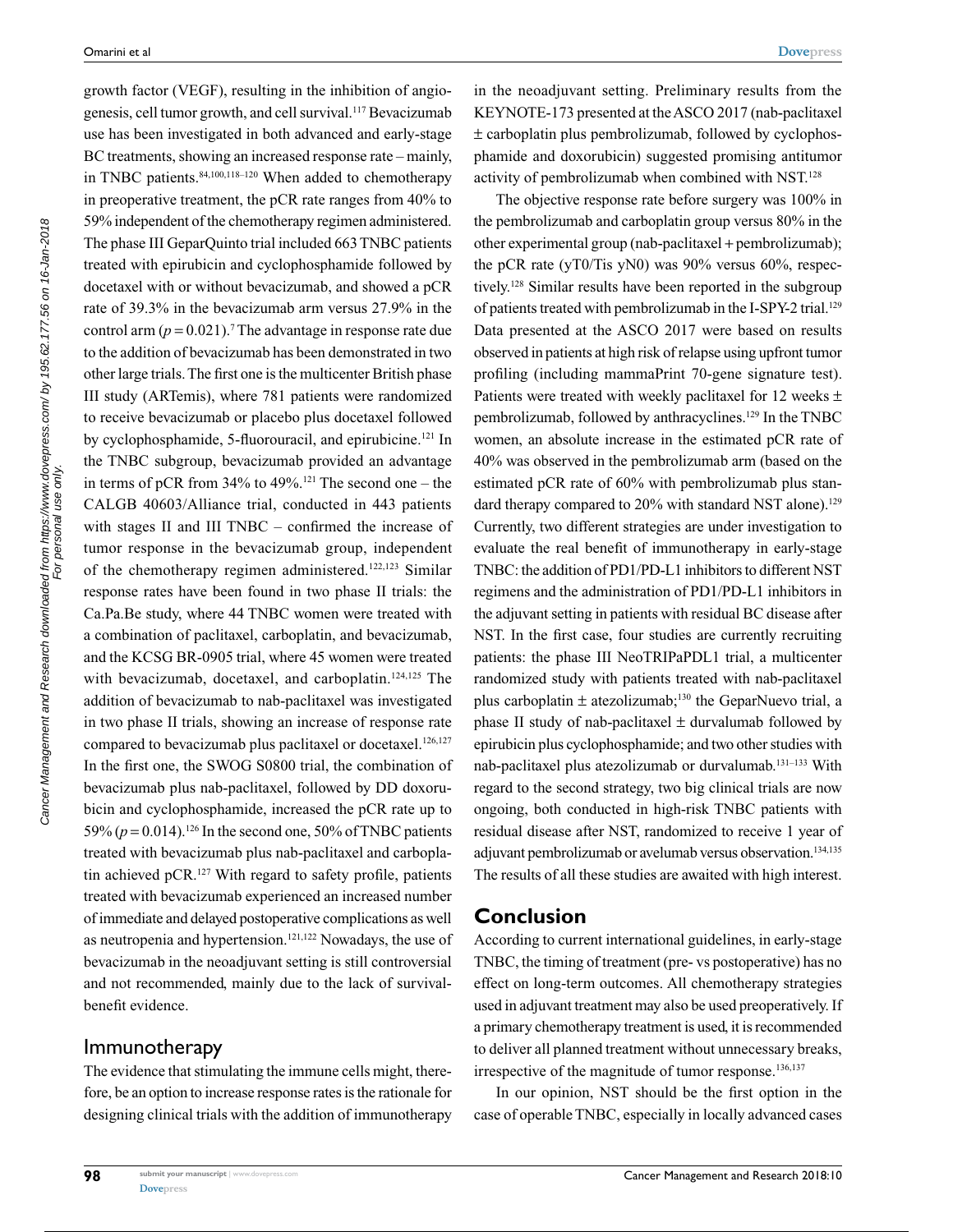growth factor (VEGF), resulting in the inhibition of angiogenesis, cell tumor growth, and cell survival.[117] Bevacizumab use has been investigated in both advanced and early-stage BC treatments, showing an increased response rate – mainly, in TNBC patients.[84,100,118–120] When added to chemotherapy in preoperative treatment, the pCR rate ranges from 40% to 59% independent of the chemotherapy regimen administered. The phase III GeparQuinto trial included 663 TNBC patients treated with epirubicin and cyclophosphamide followed by docetaxel with or without bevacizumab, and showed a pCR rate of 39.3% in the bevacizumab arm versus 27.9% in the control arm ($p = 0.021$).[7] The advantage in response rate due to the addition of bevacizumab has been demonstrated in two other large trials. The first one is the multicenter British phase III study (ARTemis), where 781 patients were randomized to receive bevacizumab or placebo plus docetaxel followed by cyclophosphamide, 5-fluorouracil, and epirubicine.[121] In the TNBC subgroup, bevacizumab provided an advantage in terms of pCR from 34% to 49%.[121] The second one – the CALGB 40603/Alliance trial, conducted in 443 patients with stages II and III TNBC – confirmed the increase of tumor response in the bevacizumab group, independent of the chemotherapy regimen administered.[122,123] Similar response rates have been found in two phase II trials: the Ca.Pa.Be study, where 44 TNBC women were treated with a combination of paclitaxel, carboplatin, and bevacizumab, and the KCSG BR-0905 trial, where 45 women were treated with bevacizumab, docetaxel, and carboplatin.[124,125] The addition of bevacizumab to nab-paclitaxel was investigated in two phase II trials, showing an increase of response rate compared to bevacizumab plus paclitaxel or docetaxel.[126,127] In the first one, the SWOG S0800 trial, the combination of bevacizumab plus nab-paclitaxel, followed by DD doxorubicin and cyclophosphamide, increased the pCR rate up to 59% ($p = 0.014$).[126] In the second one, 50% of TNBC patients treated with bevacizumab plus nab-paclitaxel and carboplatin achieved pCR.[127] With regard to safety profile, patients treated with bevacizumab experienced an increased number of immediate and delayed postoperative complications as well as neutropenia and hypertension.[121,122] Nowadays, the use of bevacizumab in the neoadjuvant setting is still controversial and not recommended, mainly due to the lack of survival-benefit evidence.

### Immunotherapy

The evidence that stimulating the immune cells might, therefore, be an option to increase response rates is the rationale for designing clinical trials with the addition of immunotherapy in the neoadjuvant setting. Preliminary results from the KEYNOTE-173 presented at the ASCO 2017 (nab-paclitaxel ± carboplatin plus pembrolizumab, followed by cyclophosphamide and doxorubicin) suggested promising antitumor activity of pembrolizumab when combined with NST.[128]

The objective response rate before surgery was 100% in the pembrolizumab and carboplatin group versus 80% in the other experimental group (nab-paclitaxel + pembrolizumab); the pCR rate (yT0/Tis yN0) was 90% versus 60%, respectively.[128] Similar results have been reported in the subgroup of patients treated with pembrolizumab in the I-SPY-2 trial.[129] Data presented at the ASCO 2017 were based on results observed in patients at high risk of relapse using upfront tumor profiling (including mammaPrint 70-gene signature test). Patients were treated with weekly paclitaxel for 12 weeks ± pembrolizumab, followed by anthracyclines.[129] In the TNBC women, an absolute increase in the estimated pCR rate of 40% was observed in the pembrolizumab arm (based on the estimated pCR rate of 60% with pembrolizumab plus standard therapy compared to 20% with standard NST alone).[129] Currently, two different strategies are under investigation to evaluate the real benefit of immunotherapy in early-stage TNBC: the addition of PD1/PD-L1 inhibitors to different NST regimens and the administration of PD1/PD-L1 inhibitors in the adjuvant setting in patients with residual BC disease after NST. In the first case, four studies are currently recruiting patients: the phase III NeoTRIPaPDL1 trial, a multicenter randomized study with patients treated with nab-paclitaxel plus carboplatin ± atezolizumab;[130] the GeparNuevo trial, a phase II study of nab-paclitaxel ± durvalumab followed by epirubicin plus cyclophosphamide; and two other studies with nab-paclitaxel plus atezolizumab or durvalumab.[131–133] With regard to the second strategy, two big clinical trials are now ongoing, both conducted in high-risk TNBC patients with residual disease after NST, randomized to receive 1 year of adjuvant pembrolizumab or avelumab versus observation.[134,135] The results of all these studies are awaited with high interest.

## Conclusion

According to current international guidelines, in early-stage TNBC, the timing of treatment (pre- vs postoperative) has no effect on long-term outcomes. All chemotherapy strategies used in adjuvant treatment may also be used preoperatively. If a primary chemotherapy treatment is used, it is recommended to deliver all planned treatment without unnecessary breaks, irrespective of the magnitude of tumor response.[136,137]

In our opinion, NST should be the first option in the case of operable TNBC, especially in locally advanced cases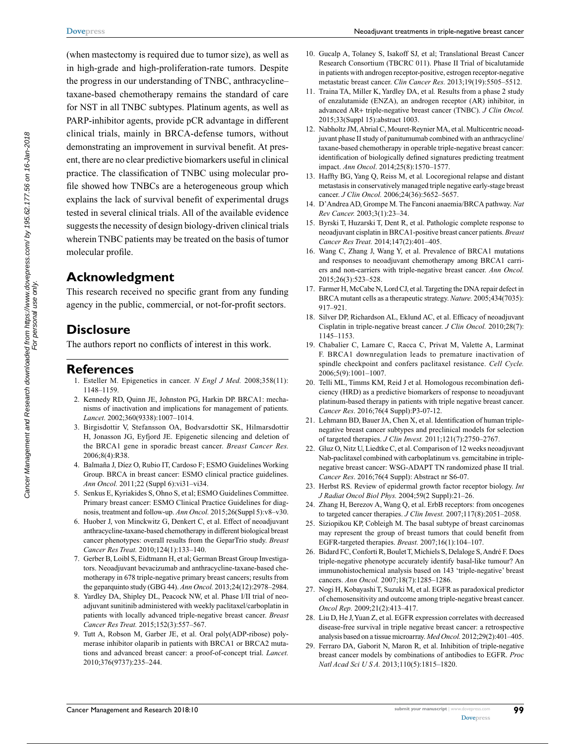(when mastectomy is required due to tumor size), as well as in high-grade and high-proliferation-rate tumors. Despite the progress in our understanding of TNBC, anthracycline–taxane-based chemotherapy remains the standard of care for NST in all TNBC subtypes. Platinum agents, as well as PARP-inhibitor agents, provide pCR advantage in different clinical trials, mainly in BRCA-defense tumors, without demonstrating an improvement in survival benefit. At present, there are no clear predictive biomarkers useful in clinical practice. The classification of TNBC using molecular profile showed how TNBCs are a heterogeneous group which explains the lack of survival benefit of experimental drugs tested in several clinical trials. All of the available evidence suggests the necessity of design biology-driven clinical trials wherein TNBC patients may be treated on the basis of tumor molecular profile.

## Acknowledgment

This research received no specific grant from any funding agency in the public, commercial, or not-for-profit sectors.

## Disclosure

The authors report no conflicts of interest in this work.

## References

1. Esteller M. Epigenetics in cancer. *N Engl J Med.* 2008;358(11):1148–1159.
2. Kennedy RD, Quinn JE, Johnston PG, Harkin DP. BRCA1: mechanisms of inactivation and implications for management of patients. *Lancet.* 2002;360(9338):1007–1014.
3. Birgisdottir V, Stefansson OA, Bodvarsdottir SK, Hilmarsdottir H, Jonasson JG, Eyfjord JE. Epigenetic silencing and deletion of the BRCA1 gene in sporadic breast cancer. *Breast Cancer Res.* 2006;8(4):R38.
4. Balmaña J, Díez O, Rubio IT, Cardoso F; ESMO Guidelines Working Group. BRCA in breast cancer: ESMO clinical practice guidelines. *Ann Oncol.* 2011;22 (Suppl 6):vi31–vi34.
5. Senkus E, Kyriakides S, Ohno S, et al; ESMO Guidelines Committee. Primary breast cancer: ESMO Clinical Practice Guidelines for diagnosis, treatment and follow-up. *Ann Oncol.* 2015;26(Suppl 5):v8–v30.
6. Huober J, von Minckwitz G, Denkert C, et al. Effect of neoadjuvant anthracycline-taxane-based chemotherapy in different biological breast cancer phenotypes: overall results from the GeparTrio study. *Breast Cancer Res Treat.* 2010;124(1):133–140.
7. Gerber B, Loibl S, Eidtmann H, et al; German Breast Group Investigators. Neoadjuvant bevacizumab and anthracycline-taxane-based chemotherapy in 678 triple-negative primary breast cancers; results from the geparquinto study (GBG 44). *Ann Oncol.* 2013;24(12):2978–2984.
8. Yardley DA, Shipley DL, Peacock NW, et al. Phase I/II trial of neoadjuvant sunitinib administered with weekly paclitaxel/carboplatin in patients with locally advanced triple-negative breast cancer. *Breast Cancer Res Treat.* 2015;152(3):557–567.
9. Tutt A, Robson M, Garber JE, et al. Oral poly(ADP-ribose) polymerase inhibitor olaparib in patients with BRCA1 or BRCA2 mutations and advanced breast cancer: a proof-of-concept trial. *Lancet.* 2010;376(9737):235–244.
10. Gucalp A, Tolaney S, Isakoff SJ, et al; Translational Breast Cancer Research Consortium (TBCRC 011). Phase II Trial of bicalutamide in patients with androgen receptor-positive, estrogen receptor-negative metastatic breast cancer. *Clin Cancer Res.* 2013;19(19):5505–5512.
11. Traina TA, Miller K, Yardley DA, et al. Results from a phase 2 study of enzalutamide (ENZA), an androgen receptor (AR) inhibitor, in advanced AR+ triple-negative breast cancer (TNBC). *J Clin Oncol.* 2015;33(Suppl 15):abstract 1003.
12. Nabholtz JM, Abrial C, Mouret-Reynier MA, et al. Multicentric neoadjuvant phase II study of panitumumab combined with an anthracycline/taxane-based chemotherapy in operable triple-negative breast cancer: identification of biologically defined signatures predicting treatment impact. *Ann Oncol.* 2014;25(8):1570–1577.
13. Haffty BG, Yang Q, Reiss M, et al. Locoregional relapse and distant metastasis in conservatively managed triple negative early-stage breast cancer. *J Clin Oncol.* 2006;24(36):5652–5657.
14. D'Andrea AD, Grompe M. The Fanconi anaemia/BRCA pathway. *Nat Rev Cancer.* 2003;3(1):23–34.
15. Byrski T, Huzarski T, Dent R, et al. Pathologic complete response to neoadjuvant cisplatin in BRCA1-positive breast cancer patients. *Breast Cancer Res Treat.* 2014;147(2):401–405.
16. Wang C, Zhang J, Wang Y, et al. Prevalence of BRCA1 mutations and responses to neoadjuvant chemotherapy among BRCA1 carriers and non-carriers with triple-negative breast cancer. *Ann Oncol.* 2015;26(3):523–528.
17. Farmer H, McCabe N, Lord CJ, et al. Targeting the DNA repair defect in BRCA mutant cells as a therapeutic strategy. *Nature.* 2005;434(7035):917–921.
18. Silver DP, Richardson AL, Eklund AC, et al. Efficacy of neoadjuvant Cisplatin in triple-negative breast cancer. *J Clin Oncol.* 2010;28(7):1145–1153.
19. Chabalier C, Lamare C, Racca C, Privat M, Valette A, Larminat F. BRCA1 downregulation leads to premature inactivation of spindle checkpoint and confers paclitaxel resistance. *Cell Cycle.* 2006;5(9):1001–1007.
20. Telli ML, Timms KM, Reid J et al. Homologous recombination deficiency (HRD) as a predictive biomarkers of response to neoadjuvant platinum-based therapy in patients with triple negative breast cancer. *Cancer Res*. 2016;76(4 Suppl):P3-07-12.
21. Lehmann BD, Bauer JA, Chen X, et al. Identification of human triple-negative breast cancer subtypes and preclinical models for selection of targeted therapies. *J Clin Invest.* 2011;121(7):2750–2767.
22. Gluz O, Nitz U, Liedtke C, et al. Comparison of 12 weeks neoadjuvant Nab-paclitaxel combined with carboplatinum vs. gemcitabine in triple-negative breast cancer: WSG-ADAPT TN randomized phase II trial. *Cancer Res*. 2016;76(4 Suppl): Abstract nr S6-07.
23. Herbst RS. Review of epidermal growth factor receptor biology. *Int J Radiat Oncol Biol Phys.* 2004;59(2 Suppl):21–26.
24. Zhang H, Berezov A, Wang Q, et al. ErbB receptors: from oncogenes to targeted cancer therapies. *J Clin Invest.* 2007;117(8):2051–2058.
25. Siziopikou KP, Cobleigh M. The basal subtype of breast carcinomas may represent the group of breast tumors that could benefit from EGFR-targeted therapies. *Breast.* 2007;16(1):104–107.
26. Bidard FC, Conforti R, Boulet T, Michiels S, Delaloge S, André F. Does triple-negative phenotype accurately identify basal-like tumour? An immunohistochemical analysis based on 143 'triple-negative' breast cancers. *Ann Oncol.* 2007;18(7):1285–1286.
27. Nogi H, Kobayashi T, Suzuki M, et al. EGFR as paradoxical predictor of chemosensitivity and outcome among triple-negative breast cancer. *Oncol Rep.* 2009;21(2):413–417.
28. Liu D, He J, Yuan Z, et al. EGFR expression correlates with decreased disease-free survival in triple negative breast cancer: a retrospective analysis based on a tissue microarray. *Med Oncol.* 2012;29(2):401–405.
29. Ferraro DA, Gaborit N, Maron R, et al. Inhibition of triple-negative breast cancer models by combinations of antibodies to EGFR. *Proc Natl Acad Sci U S A.* 2013;110(5):1815–1820.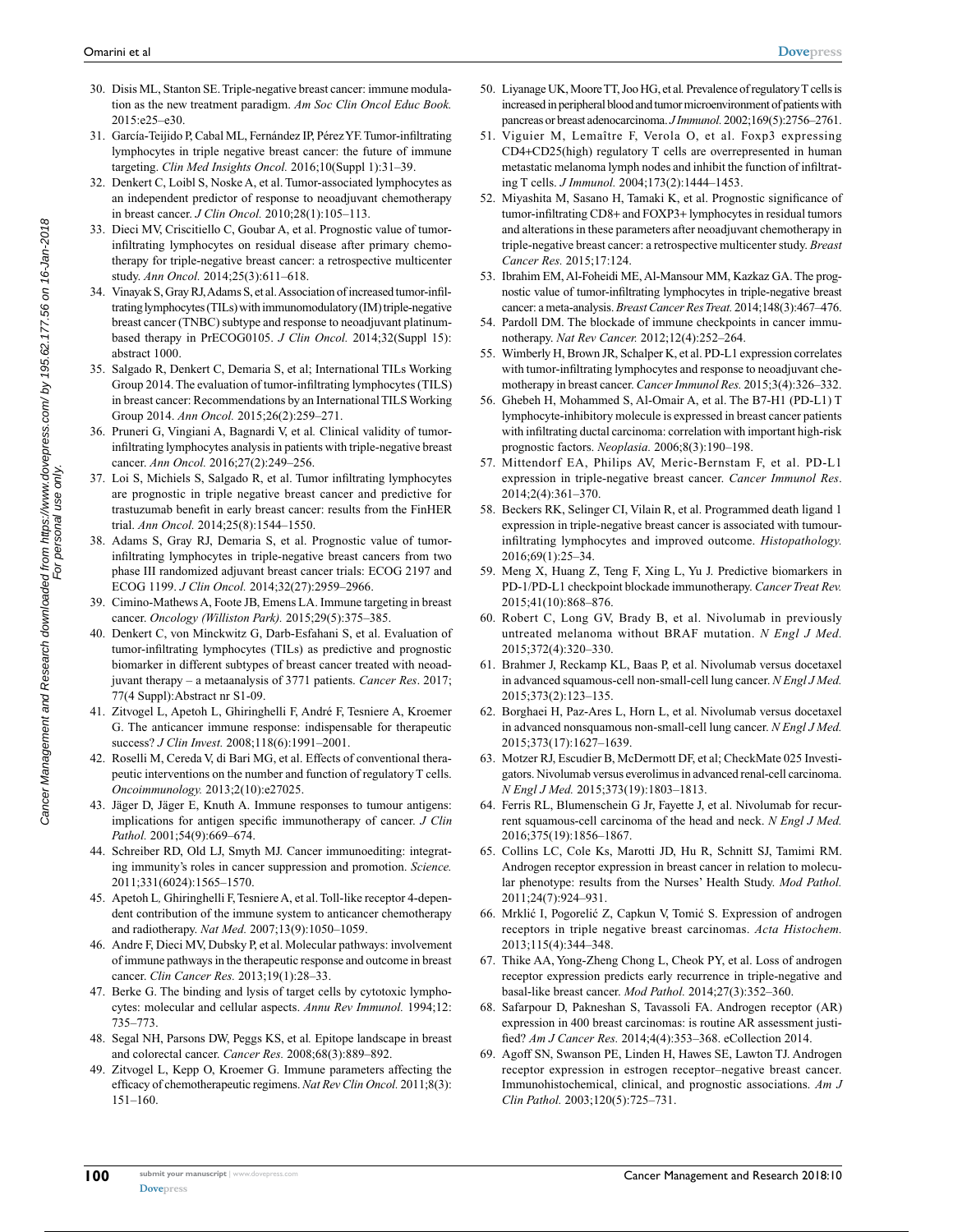30. Disis ML, Stanton SE. Triple-negative breast cancer: immune modulation as the new treatment paradigm. *Am Soc Clin Oncol Educ Book.* 2015:e25–e30.
31. García-Teijido P, Cabal ML, Fernández IP, Pérez YF. Tumor-infiltrating lymphocytes in triple negative breast cancer: the future of immune targeting. *Clin Med Insights Oncol.* 2016;10(Suppl 1):31–39.
32. Denkert C, Loibl S, Noske A, et al. Tumor-associated lymphocytes as an independent predictor of response to neoadjuvant chemotherapy in breast cancer. *J Clin Oncol.* 2010;28(1):105–113.
33. Dieci MV, Criscitiello C, Goubar A, et al. Prognostic value of tumor-infiltrating lymphocytes on residual disease after primary chemotherapy for triple-negative breast cancer: a retrospective multicenter study. *Ann Oncol.* 2014;25(3):611–618.
34. Vinayak S, Gray RJ, Adams S, et al. Association of increased tumor-infiltrating lymphocytes (TILs) with immunomodulatory (IM) triple-negative breast cancer (TNBC) subtype and response to neoadjuvant platinum-based therapy in PrECOG0105. *J Clin Oncol.* 2014;32(Suppl 15): abstract 1000.
35. Salgado R, Denkert C, Demaria S, et al; International TILs Working Group 2014. The evaluation of tumor-infiltrating lymphocytes (TILS) in breast cancer: Recommendations by an International TILS Working Group 2014. *Ann Oncol.* 2015;26(2):259–271.
36. Pruneri G, Vingiani A, Bagnardi V, et al. Clinical validity of tumor-infiltrating lymphocytes analysis in patients with triple-negative breast cancer. *Ann Oncol.* 2016;27(2):249–256.
37. Loi S, Michiels S, Salgado R, et al. Tumor infiltrating lymphocytes are prognostic in triple negative breast cancer and predictive for trastuzumab benefit in early breast cancer: results from the FinHER trial. *Ann Oncol.* 2014;25(8):1544–1550.
38. Adams S, Gray RJ, Demaria S, et al. Prognostic value of tumor-infiltrating lymphocytes in triple-negative breast cancers from two phase III randomized adjuvant breast cancer trials: ECOG 2197 and ECOG 1199. *J Clin Oncol.* 2014;32(27):2959–2966.
39. Cimino-Mathews A, Foote JB, Emens LA. Immune targeting in breast cancer. *Oncology (Williston Park).* 2015;29(5):375–385.
40. Denkert C, von Minckwitz G, Darb-Esfahani S, et al. Evaluation of tumor-infiltrating lymphocytes (TILs) as predictive and prognostic biomarker in different subtypes of breast cancer treated with neoadjuvant therapy – a metaanalysis of 3771 patients. *Cancer Res*. 2017; 77(4 Suppl):Abstract nr S1-09.
41. Zitvogel L, Apetoh L, Ghiringhelli F, André F, Tesniere A, Kroemer G. The anticancer immune response: indispensable for therapeutic success? *J Clin Invest.* 2008;118(6):1991–2001.
42. Roselli M, Cereda V, di Bari MG, et al. Effects of conventional therapeutic interventions on the number and function of regulatory T cells. *Oncoimmunology.* 2013;2(10):e27025.
43. Jäger D, Jäger E, Knuth A. Immune responses to tumour antigens: implications for antigen specific immunotherapy of cancer. *J Clin Pathol.* 2001;54(9):669–674.
44. Schreiber RD, Old LJ, Smyth MJ. Cancer immunoediting: integrating immunity's roles in cancer suppression and promotion. *Science.* 2011;331(6024):1565–1570.
45. Apetoh L, Ghiringhelli F, Tesniere A, et al. Toll-like receptor 4-dependent contribution of the immune system to anticancer chemotherapy and radiotherapy. *Nat Med.* 2007;13(9):1050–1059.
46. Andre F, Dieci MV, Dubsky P, et al. Molecular pathways: involvement of immune pathways in the therapeutic response and outcome in breast cancer. *Clin Cancer Res.* 2013;19(1):28–33.
47. Berke G. The binding and lysis of target cells by cytotoxic lymphocytes: molecular and cellular aspects. *Annu Rev Immunol.* 1994;12: 735–773.
48. Segal NH, Parsons DW, Peggs KS, et al. Epitope landscape in breast and colorectal cancer. *Cancer Res.* 2008;68(3):889–892.
49. Zitvogel L, Kepp O, Kroemer G. Immune parameters affecting the efficacy of chemotherapeutic regimens. *Nat Rev Clin Oncol.* 2011;8(3): 151–160.
50. Liyanage UK, Moore TT, Joo HG, et al. Prevalence of regulatory T cells is increased in peripheral blood and tumor microenvironment of patients with pancreas or breast adenocarcinoma. *J Immunol.* 2002;169(5):2756–2761.
51. Viguier M, Lemaître F, Verola O, et al. Foxp3 expressing CD4+CD25(high) regulatory T cells are overrepresented in human metastatic melanoma lymph nodes and inhibit the function of infiltrating T cells. *J Immunol.* 2004;173(2):1444–1453.
52. Miyashita M, Sasano H, Tamaki K, et al. Prognostic significance of tumor-infiltrating CD8+ and FOXP3+ lymphocytes in residual tumors and alterations in these parameters after neoadjuvant chemotherapy in triple-negative breast cancer: a retrospective multicenter study. *Breast Cancer Res.* 2015;17:124.
53. Ibrahim EM, Al-Foheidi ME, Al-Mansour MM, Kazkaz GA. The prognostic value of tumor-infiltrating lymphocytes in triple-negative breast cancer: a meta-analysis. *Breast Cancer Res Treat.* 2014;148(3):467–476.
54. Pardoll DM. The blockade of immune checkpoints in cancer immunotherapy. *Nat Rev Cancer.* 2012;12(4):252–264.
55. Wimberly H, Brown JR, Schalper K, et al. PD-L1 expression correlates with tumor-infiltrating lymphocytes and response to neoadjuvant chemotherapy in breast cancer. *Cancer Immunol Res.* 2015;3(4):326–332.
56. Ghebeh H, Mohammed S, Al-Omair A, et al. The B7-H1 (PD-L1) T lymphocyte-inhibitory molecule is expressed in breast cancer patients with infiltrating ductal carcinoma: correlation with important high-risk prognostic factors. *Neoplasia.* 2006;8(3):190–198.
57. Mittendorf EA, Philips AV, Meric-Bernstam F, et al. PD-L1 expression in triple-negative breast cancer. *Cancer Immunol Res*. 2014;2(4):361–370.
58. Beckers RK, Selinger CI, Vilain R, et al. Programmed death ligand 1 expression in triple-negative breast cancer is associated with tumour-infiltrating lymphocytes and improved outcome. *Histopathology.* 2016;69(1):25–34.
59. Meng X, Huang Z, Teng F, Xing L, Yu J. Predictive biomarkers in PD-1/PD-L1 checkpoint blockade immunotherapy. *Cancer Treat Rev.* 2015;41(10):868–876.
60. Robert C, Long GV, Brady B, et al. Nivolumab in previously untreated melanoma without BRAF mutation. *N Engl J Med.* 2015;372(4):320–330.
61. Brahmer J, Reckamp KL, Baas P, et al. Nivolumab versus docetaxel in advanced squamous-cell non-small-cell lung cancer. *N Engl J Med.* 2015;373(2):123–135.
62. Borghaei H, Paz-Ares L, Horn L, et al. Nivolumab versus docetaxel in advanced nonsquamous non-small-cell lung cancer. *N Engl J Med.* 2015;373(17):1627–1639.
63. Motzer RJ, Escudier B, McDermott DF, et al; CheckMate 025 Investigators. Nivolumab versus everolimus in advanced renal-cell carcinoma. *N Engl J Med.* 2015;373(19):1803–1813.
64. Ferris RL, Blumenschein G Jr, Fayette J, et al. Nivolumab for recurrent squamous-cell carcinoma of the head and neck. *N Engl J Med.* 2016;375(19):1856–1867.
65. Collins LC, Cole Ks, Marotti JD, Hu R, Schnitt SJ, Tamimi RM. Androgen receptor expression in breast cancer in relation to molecular phenotype: results from the Nurses' Health Study. *Mod Pathol.* 2011;24(7):924–931.
66. Mrklić I, Pogorelić Z, Capkun V, Tomić S. Expression of androgen receptors in triple negative breast carcinomas. *Acta Histochem.* 2013;115(4):344–348.
67. Thike AA, Yong-Zheng Chong L, Cheok PY, et al. Loss of androgen receptor expression predicts early recurrence in triple-negative and basal-like breast cancer. *Mod Pathol.* 2014;27(3):352–360.
68. Safarpour D, Pakneshan S, Tavassoli FA. Androgen receptor (AR) expression in 400 breast carcinomas: is routine AR assessment justified? *Am J Cancer Res.* 2014;4(4):353–368. eCollection 2014.
69. Agoff SN, Swanson PE, Linden H, Hawes SE, Lawton TJ. Androgen receptor expression in estrogen receptor–negative breast cancer. Immunohistochemical, clinical, and prognostic associations. *Am J Clin Pathol.* 2003;120(5):725–731.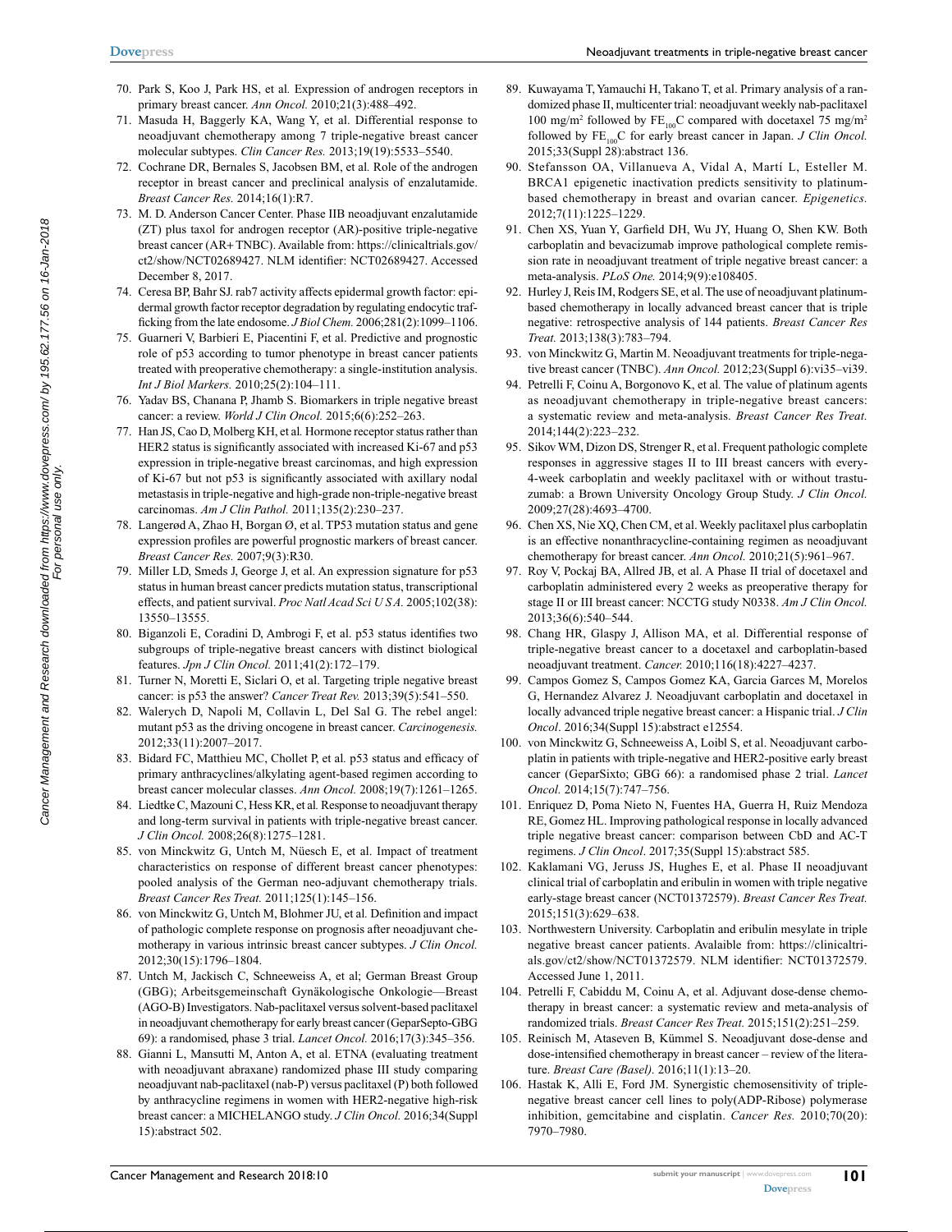70. Park S, Koo J, Park HS, et al. Expression of androgen receptors in primary breast cancer. *Ann Oncol.* 2010;21(3):488–492.
71. Masuda H, Baggerly KA, Wang Y, et al. Differential response to neoadjuvant chemotherapy among 7 triple-negative breast cancer molecular subtypes. *Clin Cancer Res.* 2013;19(19):5533–5540.
72. Cochrane DR, Bernales S, Jacobsen BM, et al. Role of the androgen receptor in breast cancer and preclinical analysis of enzalutamide. *Breast Cancer Res.* 2014;16(1):R7.
73. M. D. Anderson Cancer Center. Phase IIB neoadjuvant enzalutamide (ZT) plus taxol for androgen receptor (AR)-positive triple-negative breast cancer (AR+ TNBC). Available from: https://clinicaltrials.gov/ct2/show/NCT02689427. NLM identifier: NCT02689427. Accessed December 8, 2017.
74. Ceresa BP, Bahr SJ. rab7 activity affects epidermal growth factor: epidermal growth factor receptor degradation by regulating endocytic trafficking from the late endosome. *J Biol Chem.* 2006;281(2):1099–1106.
75. Guarneri V, Barbieri E, Piacentini F, et al. Predictive and prognostic role of p53 according to tumor phenotype in breast cancer patients treated with preoperative chemotherapy: a single-institution analysis. *Int J Biol Markers.* 2010;25(2):104–111.
76. Yadav BS, Chanana P, Jhamb S. Biomarkers in triple negative breast cancer: a review. *World J Clin Oncol.* 2015;6(6):252–263.
77. Han JS, Cao D, Molberg KH, et al. Hormone receptor status rather than HER2 status is significantly associated with increased Ki-67 and p53 expression in triple-negative breast carcinomas, and high expression of Ki-67 but not p53 is significantly associated with axillary nodal metastasis in triple-negative and high-grade non-triple-negative breast carcinomas. *Am J Clin Pathol.* 2011;135(2):230–237.
78. Langerød A, Zhao H, Borgan Ø, et al. TP53 mutation status and gene expression profiles are powerful prognostic markers of breast cancer. *Breast Cancer Res.* 2007;9(3):R30.
79. Miller LD, Smeds J, George J, et al. An expression signature for p53 status in human breast cancer predicts mutation status, transcriptional effects, and patient survival. *Proc Natl Acad Sci U S A.* 2005;102(38):13550–13555.
80. Biganzoli E, Coradini D, Ambrogi F, et al. p53 status identifies two subgroups of triple-negative breast cancers with distinct biological features. *Jpn J Clin Oncol.* 2011;41(2):172–179.
81. Turner N, Moretti E, Siclari O, et al. Targeting triple negative breast cancer: is p53 the answer? *Cancer Treat Rev.* 2013;39(5):541–550.
82. Walerych D, Napoli M, Collavin L, Del Sal G. The rebel angel: mutant p53 as the driving oncogene in breast cancer. *Carcinogenesis.* 2012;33(11):2007–2017.
83. Bidard FC, Matthieu MC, Chollet P, et al. p53 status and efficacy of primary anthracyclines/alkylating agent-based regimen according to breast cancer molecular classes. *Ann Oncol.* 2008;19(7):1261–1265.
84. Liedtke C, Mazouni C, Hess KR, et al. Response to neoadjuvant therapy and long-term survival in patients with triple-negative breast cancer. *J Clin Oncol.* 2008;26(8):1275–1281.
85. von Minckwitz G, Untch M, Nüesch E, et al. Impact of treatment characteristics on response of different breast cancer phenotypes: pooled analysis of the German neo-adjuvant chemotherapy trials. *Breast Cancer Res Treat.* 2011;125(1):145–156.
86. von Minckwitz G, Untch M, Blohmer JU, et al. Definition and impact of pathologic complete response on prognosis after neoadjuvant chemotherapy in various intrinsic breast cancer subtypes. *J Clin Oncol.* 2012;30(15):1796–1804.
87. Untch M, Jackisch C, Schneeweiss A, et al; German Breast Group (GBG); Arbeitsgemeinschaft Gynäkologische Onkologie—Breast (AGO-B) Investigators. Nab-paclitaxel versus solvent-based paclitaxel in neoadjuvant chemotherapy for early breast cancer (GeparSepto-GBG 69): a randomised, phase 3 trial. *Lancet Oncol.* 2016;17(3):345–356.
88. Gianni L, Mansutti M, Anton A, et al. ETNA (evaluating treatment with neoadjuvant abraxane) randomized phase III study comparing neoadjuvant nab-paclitaxel (nab-P) versus paclitaxel (P) both followed by anthracycline regimens in women with HER2-negative high-risk breast cancer: a MICHELANGO study. *J Clin Oncol.* 2016;34(Suppl 15):abstract 502.
89. Kuwayama T, Yamauchi H, Takano T, et al. Primary analysis of a randomized phase II, multicenter trial: neoadjuvant weekly nab-paclitaxel 100 mg/m$^2$ followed by FE$_{100}$C compared with docetaxel 75 mg/m$^2$ followed by FE$_{100}$C for early breast cancer in Japan. *J Clin Oncol.* 2015;33(Suppl 28):abstract 136.
90. Stefansson OA, Villanueva A, Vidal A, Martí L, Esteller M. BRCA1 epigenetic inactivation predicts sensitivity to platinum-based chemotherapy in breast and ovarian cancer. *Epigenetics.* 2012;7(11):1225–1229.
91. Chen XS, Yuan Y, Garfield DH, Wu JY, Huang O, Shen KW. Both carboplatin and bevacizumab improve pathological complete remission rate in neoadjuvant treatment of triple negative breast cancer: a meta-analysis. *PLoS One.* 2014;9(9):e108405.
92. Hurley J, Reis IM, Rodgers SE, et al. The use of neoadjuvant platinum-based chemotherapy in locally advanced breast cancer that is triple negative: retrospective analysis of 144 patients. *Breast Cancer Res Treat.* 2013;138(3):783–794.
93. von Minckwitz G, Martin M. Neoadjuvant treatments for triple-negative breast cancer (TNBC). *Ann Oncol.* 2012;23(Suppl 6):vi35–vi39.
94. Petrelli F, Coinu A, Borgonovo K, et al. The value of platinum agents as neoadjuvant chemotherapy in triple-negative breast cancers: a systematic review and meta-analysis. *Breast Cancer Res Treat.* 2014;144(2):223–232.
95. Sikov WM, Dizon DS, Strenger R, et al. Frequent pathologic complete responses in aggressive stages II to III breast cancers with every-4-week carboplatin and weekly paclitaxel with or without trastuzumab: a Brown University Oncology Group Study. *J Clin Oncol.* 2009;27(28):4693–4700.
96. Chen XS, Nie XQ, Chen CM, et al. Weekly paclitaxel plus carboplatin is an effective nonanthracycline-containing regimen as neoadjuvant chemotherapy for breast cancer. *Ann Oncol.* 2010;21(5):961–967.
97. Roy V, Pockaj BA, Allred JB, et al. A Phase II trial of docetaxel and carboplatin administered every 2 weeks as preoperative therapy for stage II or III breast cancer: NCCTG study N0338. *Am J Clin Oncol.* 2013;36(6):540–544.
98. Chang HR, Glaspy J, Allison MA, et al. Differential response of triple-negative breast cancer to a docetaxel and carboplatin-based neoadjuvant treatment. *Cancer.* 2010;116(18):4227–4237.
99. Campos Gomez S, Campos Gomez KA, Garcia Garces M, Morelos G, Hernandez Alvarez J. Neoadjuvant carboplatin and docetaxel in locally advanced triple negative breast cancer: a Hispanic trial. *J Clin Oncol*. 2016;34(Suppl 15):abstract e12554.
100. von Minckwitz G, Schneeweiss A, Loibl S, et al. Neoadjuvant carboplatin in patients with triple-negative and HER2-positive early breast cancer (GeparSixto; GBG 66): a randomised phase 2 trial. *Lancet Oncol.* 2014;15(7):747–756.
101. Enriquez D, Poma Nieto N, Fuentes HA, Guerra H, Ruiz Mendoza RE, Gomez HL. Improving pathological response in locally advanced triple negative breast cancer: comparison between CbD and AC-T regimens. *J Clin Oncol*. 2017;35(Suppl 15):abstract 585.
102. Kaklamani VG, Jeruss JS, Hughes E, et al. Phase II neoadjuvant clinical trial of carboplatin and eribulin in women with triple negative early-stage breast cancer (NCT01372579). *Breast Cancer Res Treat.* 2015;151(3):629–638.
103. Northwestern University. Carboplatin and eribulin mesylate in triple negative breast cancer patients. Avalaible from: https://clinicaltrials.gov/ct2/show/NCT01372579. NLM identifier: NCT01372579. Accessed June 1, 2011.
104. Petrelli F, Cabiddu M, Coinu A, et al. Adjuvant dose-dense chemotherapy in breast cancer: a systematic review and meta-analysis of randomized trials. *Breast Cancer Res Treat.* 2015;151(2):251–259.
105. Reinisch M, Ataseven B, Kümmel S. Neoadjuvant dose-dense and dose-intensified chemotherapy in breast cancer – review of the literature. *Breast Care (Basel).* 2016;11(1):13–20.
106. Hastak K, Alli E, Ford JM. Synergistic chemosensitivity of triple-negative breast cancer cell lines to poly(ADP-Ribose) polymerase inhibition, gemcitabine and cisplatin. *Cancer Res.* 2010;70(20):7970–7980.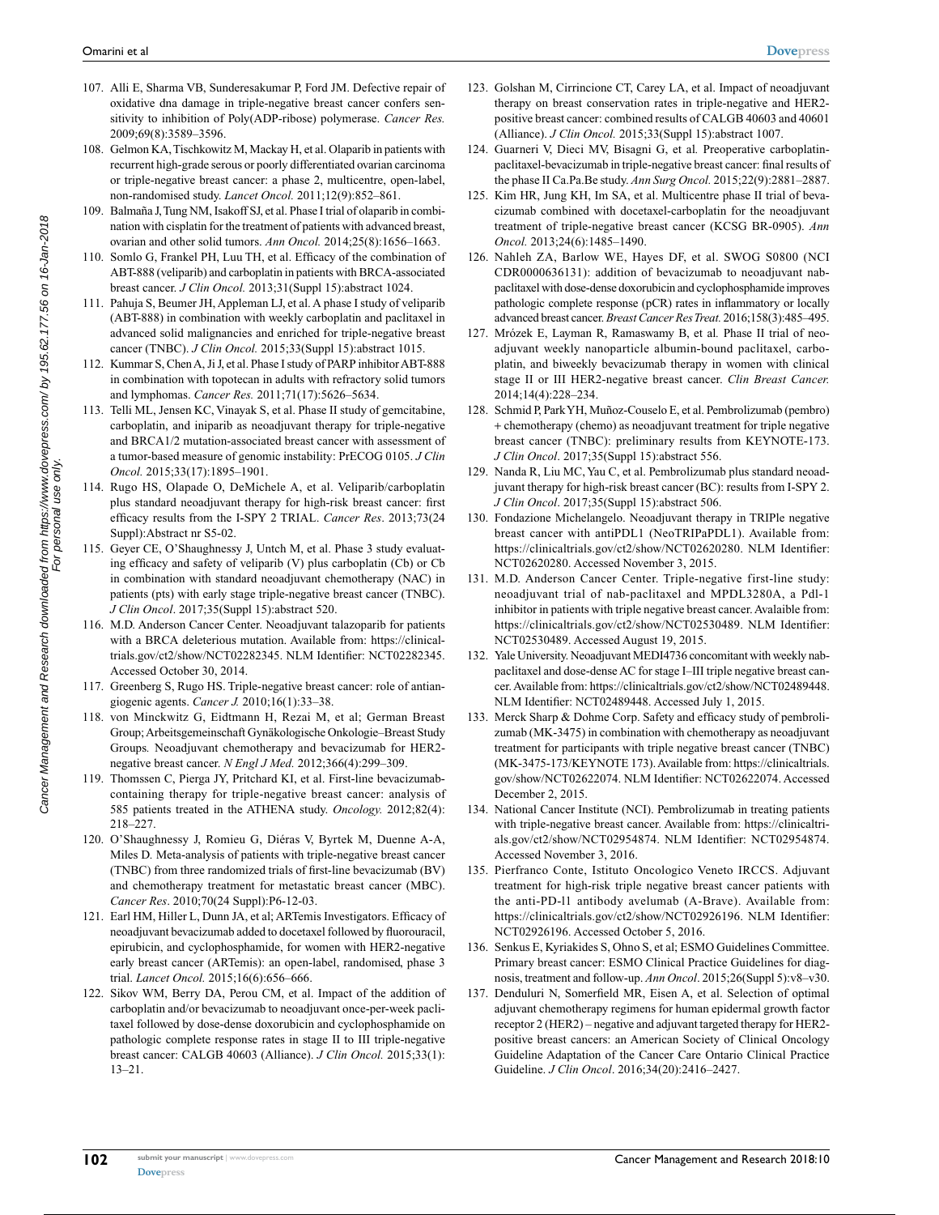107. Alli E, Sharma VB, Sunderesakumar P, Ford JM. Defective repair of oxidative dna damage in triple-negative breast cancer confers sensitivity to inhibition of Poly(ADP-ribose) polymerase. *Cancer Res.* 2009;69(8):3589–3596.
108. Gelmon KA, Tischkowitz M, Mackay H, et al. Olaparib in patients with recurrent high-grade serous or poorly differentiated ovarian carcinoma or triple-negative breast cancer: a phase 2, multicentre, open-label, non-randomised study. *Lancet Oncol.* 2011;12(9):852–861.
109. Balmaña J, Tung NM, Isakoff SJ, et al. Phase I trial of olaparib in combination with cisplatin for the treatment of patients with advanced breast, ovarian and other solid tumors. *Ann Oncol.* 2014;25(8):1656–1663.
110. Somlo G, Frankel PH, Luu TH, et al. Efficacy of the combination of ABT-888 (veliparib) and carboplatin in patients with BRCA-associated breast cancer. *J Clin Oncol.* 2013;31(Suppl 15):abstract 1024.
111. Pahuja S, Beumer JH, Appleman LJ, et al. A phase I study of veliparib (ABT-888) in combination with weekly carboplatin and paclitaxel in advanced solid malignancies and enriched for triple-negative breast cancer (TNBC). *J Clin Oncol.* 2015;33(Suppl 15):abstract 1015.
112. Kummar S, Chen A, Ji J, et al. Phase I study of PARP inhibitor ABT-888 in combination with topotecan in adults with refractory solid tumors and lymphomas. *Cancer Res.* 2011;71(17):5626–5634.
113. Telli ML, Jensen KC, Vinayak S, et al. Phase II study of gemcitabine, carboplatin, and iniparib as neoadjuvant therapy for triple-negative and BRCA1/2 mutation-associated breast cancer with assessment of a tumor-based measure of genomic instability: PrECOG 0105. *J Clin Oncol.* 2015;33(17):1895–1901.
114. Rugo HS, Olapade O, DeMichele A, et al. Veliparib/carboplatin plus standard neoadjuvant therapy for high-risk breast cancer: first efficacy results from the I-SPY 2 TRIAL. *Cancer Res*. 2013;73(24 Suppl):Abstract nr S5-02.
115. Geyer CE, O'Shaughnessy J, Untch M, et al. Phase 3 study evaluating efficacy and safety of veliparib (V) plus carboplatin (Cb) or Cb in combination with standard neoadjuvant chemotherapy (NAC) in patients (pts) with early stage triple-negative breast cancer (TNBC). *J Clin Oncol*. 2017;35(Suppl 15):abstract 520.
116. M.D. Anderson Cancer Center. Neoadjuvant talazoparib for patients with a BRCA deleterious mutation. Available from: https://clinicaltrials.gov/ct2/show/NCT02282345. NLM Identifier: NCT02282345. Accessed October 30, 2014.
117. Greenberg S, Rugo HS. Triple-negative breast cancer: role of antiangiogenic agents. *Cancer J.* 2010;16(1):33–38.
118. von Minckwitz G, Eidtmann H, Rezai M, et al; German Breast Group; Arbeitsgemeinschaft Gynäkologische Onkologie–Breast Study Groups. Neoadjuvant chemotherapy and bevacizumab for HER2-negative breast cancer. *N Engl J Med.* 2012;366(4):299–309.
119. Thomssen C, Pierga JY, Pritchard KI, et al. First-line bevacizumab-containing therapy for triple-negative breast cancer: analysis of 585 patients treated in the ATHENA study. *Oncology.* 2012;82(4): 218–227.
120. O'Shaughnessy J, Romieu G, Diéras V, Byrtek M, Duenne A-A, Miles D. Meta-analysis of patients with triple-negative breast cancer (TNBC) from three randomized trials of first-line bevacizumab (BV) and chemotherapy treatment for metastatic breast cancer (MBC). *Cancer Res*. 2010;70(24 Suppl):P6-12-03.
121. Earl HM, Hiller L, Dunn JA, et al; ARTemis Investigators. Efficacy of neoadjuvant bevacizumab added to docetaxel followed by fluorouracil, epirubicin, and cyclophosphamide, for women with HER2-negative early breast cancer (ARTemis): an open-label, randomised, phase 3 trial. *Lancet Oncol.* 2015;16(6):656–666.
122. Sikov WM, Berry DA, Perou CM, et al. Impact of the addition of carboplatin and/or bevacizumab to neoadjuvant once-per-week paclitaxel followed by dose-dense doxorubicin and cyclophosphamide on pathologic complete response rates in stage II to III triple-negative breast cancer: CALGB 40603 (Alliance). *J Clin Oncol.* 2015;33(1): 13–21.
123. Golshan M, Cirrincione CT, Carey LA, et al. Impact of neoadjuvant therapy on breast conservation rates in triple-negative and HER2-positive breast cancer: combined results of CALGB 40603 and 40601 (Alliance). *J Clin Oncol.* 2015;33(Suppl 15):abstract 1007.
124. Guarneri V, Dieci MV, Bisagni G, et al*.* Preoperative carboplatin-paclitaxel-bevacizumab in triple-negative breast cancer: final results of the phase II Ca.Pa.Be study. *Ann Surg Oncol.* 2015;22(9):2881–2887.
125. Kim HR, Jung KH, Im SA, et al. Multicentre phase II trial of bevacizumab combined with docetaxel-carboplatin for the neoadjuvant treatment of triple-negative breast cancer (KCSG BR-0905). *Ann Oncol.* 2013;24(6):1485–1490.
126. Nahleh ZA, Barlow WE, Hayes DF, et al. SWOG S0800 (NCI CDR0000636131): addition of bevacizumab to neoadjuvant nab-paclitaxel with dose-dense doxorubicin and cyclophosphamide improves pathologic complete response (pCR) rates in inflammatory or locally advanced breast cancer. *Breast Cancer Res Treat.* 2016;158(3):485–495.
127. Mrózek E, Layman R, Ramaswamy B, et al*.* Phase II trial of neoadjuvant weekly nanoparticle albumin-bound paclitaxel, carboplatin, and biweekly bevacizumab therapy in women with clinical stage II or III HER2-negative breast cancer. *Clin Breast Cancer.* 2014;14(4):228–234.
128. Schmid P, Park YH, Muñoz-Couselo E, et al. Pembrolizumab (pembro) + chemotherapy (chemo) as neoadjuvant treatment for triple negative breast cancer (TNBC): preliminary results from KEYNOTE-173. *J Clin Oncol*. 2017;35(Suppl 15):abstract 556.
129. Nanda R, Liu MC, Yau C, et al. Pembrolizumab plus standard neoadjuvant therapy for high-risk breast cancer (BC): results from I-SPY 2. *J Clin Oncol*. 2017;35(Suppl 15):abstract 506.
130. Fondazione Michelangelo. Neoadjuvant therapy in TRIPle negative breast cancer with antiPDL1 (NeoTRIPaPDL1). Available from: https://clinicaltrials.gov/ct2/show/NCT02620280. NLM Identifier: NCT02620280. Accessed November 3, 2015.
131. M.D. Anderson Cancer Center. Triple-negative first-line study: neoadjuvant trial of nab-paclitaxel and MPDL3280A, a Pdl-1 inhibitor in patients with triple negative breast cancer. Avalaible from: https://clinicaltrials.gov/ct2/show/NCT02530489. NLM Identifier: NCT02530489. Accessed August 19, 2015.
132. Yale University. Neoadjuvant MEDI4736 concomitant with weekly nab-paclitaxel and dose-dense AC for stage I–III triple negative breast cancer. Available from: https://clinicaltrials.gov/ct2/show/NCT02489448. NLM Identifier: NCT02489448. Accessed July 1, 2015.
133. Merck Sharp & Dohme Corp. Safety and efficacy study of pembrolizumab (MK-3475) in combination with chemotherapy as neoadjuvant treatment for participants with triple negative breast cancer (TNBC) (MK-3475-173/KEYNOTE 173). Available from: https://clinicaltrials.gov/show/NCT02622074. NLM Identifier: NCT02622074. Accessed December 2, 2015.
134. National Cancer Institute (NCI). Pembrolizumab in treating patients with triple-negative breast cancer. Available from: https://clinicaltrials.gov/ct2/show/NCT02954874. NLM Identifier: NCT02954874. Accessed November 3, 2016.
135. Pierfranco Conte, Istituto Oncologico Veneto IRCCS. Adjuvant treatment for high-risk triple negative breast cancer patients with the anti-PD-l1 antibody avelumab (A-Brave). Available from: https://clinicaltrials.gov/ct2/show/NCT02926196. NLM Identifier: NCT02926196. Accessed October 5, 2016.
136. Senkus E, Kyriakides S, Ohno S, et al; ESMO Guidelines Committee. Primary breast cancer: ESMO Clinical Practice Guidelines for diagnosis, treatment and follow-up. *Ann Oncol*. 2015;26(Suppl 5):v8–v30.
137. Denduluri N, Somerfield MR, Eisen A, et al. Selection of optimal adjuvant chemotherapy regimens for human epidermal growth factor receptor 2 (HER2) – negative and adjuvant targeted therapy for HER2-positive breast cancers: an American Society of Clinical Oncology Guideline Adaptation of the Cancer Care Ontario Clinical Practice Guideline. *J Clin Oncol*. 2016;34(20):2416–2427.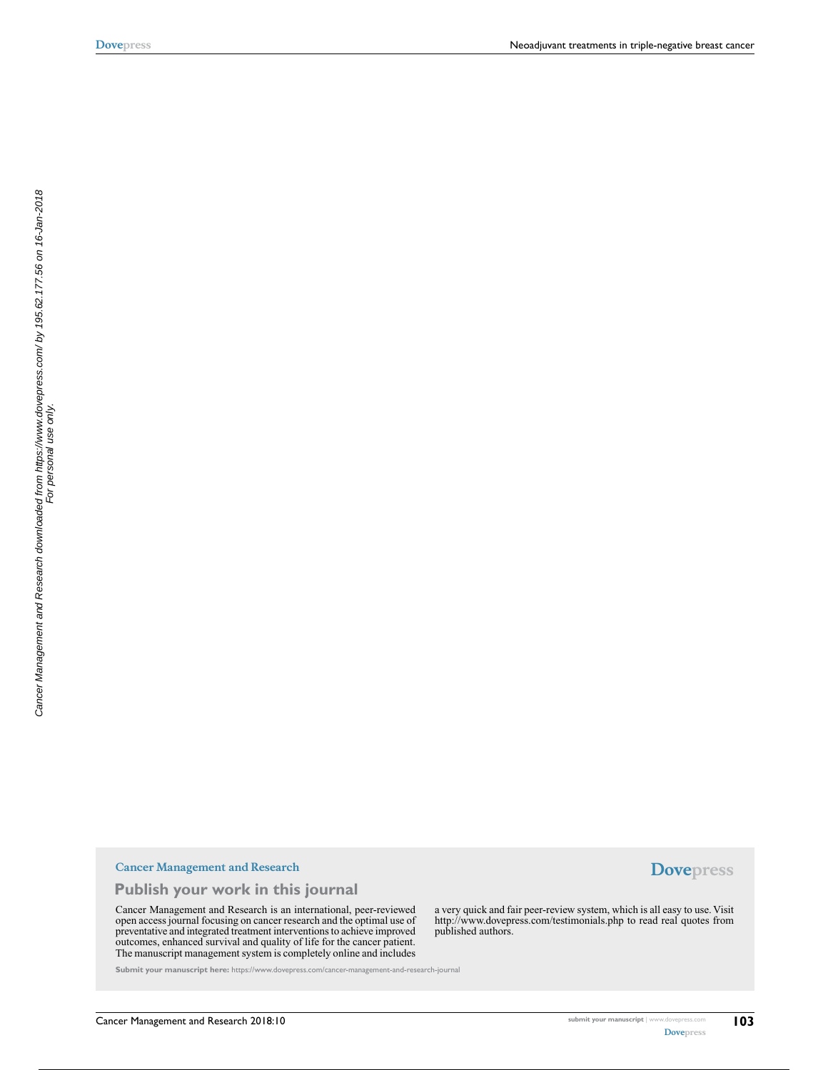**Cancer Management and Research**

## Publish your work in this journal

Cancer Management and Research is an international, peer-reviewed open access journal focusing on cancer research and the optimal use of preventative and integrated treatment interventions to achieve improved outcomes, enhanced survival and quality of life for the cancer patient. The manuscript management system is completely online and includes a very quick and fair peer-review system, which is all easy to use. Visit http://www.dovepress.com/testimonials.php to read real quotes from published authors.

**Submit your manuscript here:** https://www.dovepress.com/cancer-management-and-research-journal